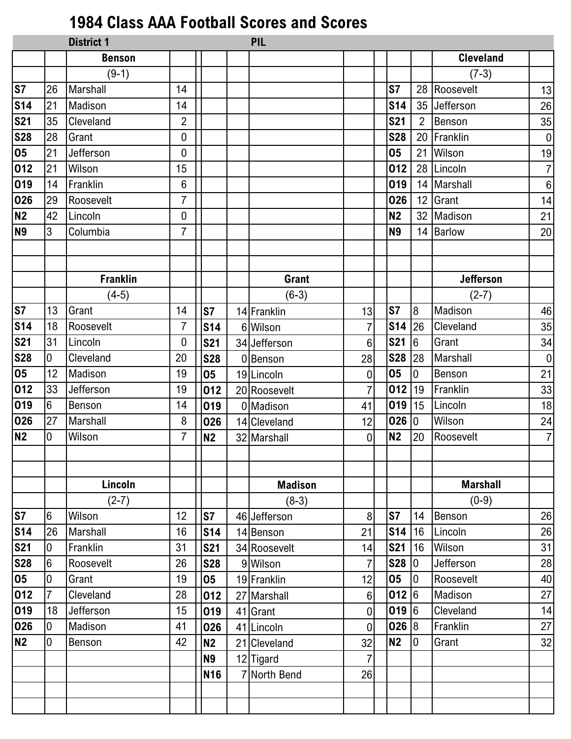# 1984 Class AAA Football Scores and Scores

**District 1** — **PIL**

### Benson (9-1)

| Date | Score | Opponent | Opp |
|---|---|---|---|
| S7 | 26 | Marshall | 14 |
| S14 | 21 | Madison | 14 |
| S21 | 35 | Cleveland | 2 |
| S28 | 28 | Grant | 0 |
| O5 | 21 | Jefferson | 0 |
| O12 | 21 | Wilson | 15 |
| O19 | 14 | Franklin | 6 |
| O26 | 29 | Roosevelt | 7 |
| N2 | 42 | Lincoln | 0 |
| N9 | 3 | Columbia | 7 |

### Cleveland (7-3)

| Date | Score | Opponent | Opp |
|---|---|---|---|
| S7 | 28 | Roosevelt | 13 |
| S14 | 35 | Jefferson | 26 |
| S21 | 2 | Benson | 35 |
| S28 | 20 | Franklin | 0 |
| O5 | 21 | Wilson | 19 |
| O12 | 28 | Lincoln | 7 |
| O19 | 14 | Marshall | 6 |
| O26 | 12 | Grant | 14 |
| N2 | 32 | Madison | 21 |
| N9 | 14 | Barlow | 20 |

### Franklin (4-5)

| Date | Score | Opponent | Opp |
|---|---|---|---|
| S7 | 13 | Grant | 14 |
| S14 | 18 | Roosevelt | 7 |
| S21 | 31 | Lincoln | 0 |
| S28 | 0 | Cleveland | 20 |
| O5 | 12 | Madison | 19 |
| O12 | 33 | Jefferson | 19 |
| O19 | 6 | Benson | 14 |
| O26 | 27 | Marshall | 8 |
| N2 | 0 | Wilson | 7 |

### Grant (6-3)

| Date | Score | Opponent | Opp |
|---|---|---|---|
| S7 | 14 | Franklin | 13 |
| S14 | 6 | Wilson | 7 |
| S21 | 34 | Jefferson | 6 |
| S28 | 0 | Benson | 28 |
| O5 | 19 | Lincoln | 0 |
| O12 | 20 | Roosevelt | 7 |
| O19 | 0 | Madison | 41 |
| O26 | 14 | Cleveland | 12 |
| N2 | 32 | Marshall | 0 |

### Jefferson (2-7)

| Date | Score | Opponent | Opp |
|---|---|---|---|
| S7 | 8 | Madison | 46 |
| S14 | 26 | Cleveland | 35 |
| S21 | 6 | Grant | 34 |
| S28 | 28 | Marshall | 0 |
| O5 | 0 | Benson | 21 |
| O12 | 19 | Franklin | 33 |
| O19 | 15 | Lincoln | 18 |
| O26 | 0 | Wilson | 24 |
| N2 | 20 | Roosevelt | 7 |

### Lincoln (2-7)

| Date | Score | Opponent | Opp |
|---|---|---|---|
| S7 | 6 | Wilson | 12 |
| S14 | 26 | Marshall | 16 |
| S21 | 0 | Franklin | 31 |
| S28 | 6 | Roosevelt | 26 |
| O5 | 0 | Grant | 19 |
| O12 | 7 | Cleveland | 28 |
| O19 | 18 | Jefferson | 15 |
| O26 | 0 | Madison | 41 |
| N2 | 0 | Benson | 42 |

### Madison (8-3)

| Date | Score | Opponent | Opp |
|---|---|---|---|
| S7 | 46 | Jefferson | 8 |
| S14 | 14 | Benson | 21 |
| S21 | 34 | Roosevelt | 14 |
| S28 | 9 | Wilson | 7 |
| O5 | 19 | Franklin | 12 |
| O12 | 27 | Marshall | 6 |
| O19 | 41 | Grant | 0 |
| O26 | 41 | Lincoln | 0 |
| N2 | 21 | Cleveland | 32 |
| N9 | 12 | Tigard | 7 |
| N16 | 7 | North Bend | 26 |

### Marshall (0-9)

| Date | Score | Opponent | Opp |
|---|---|---|---|
| S7 | 14 | Benson | 26 |
| S14 | 16 | Lincoln | 26 |
| S21 | 16 | Wilson | 31 |
| S28 | 0 | Jefferson | 28 |
| O5 | 0 | Roosevelt | 40 |
| O12 | 6 | Madison | 27 |
| O19 | 6 | Cleveland | 14 |
| O26 | 8 | Franklin | 27 |
| N2 | 0 | Grant | 32 |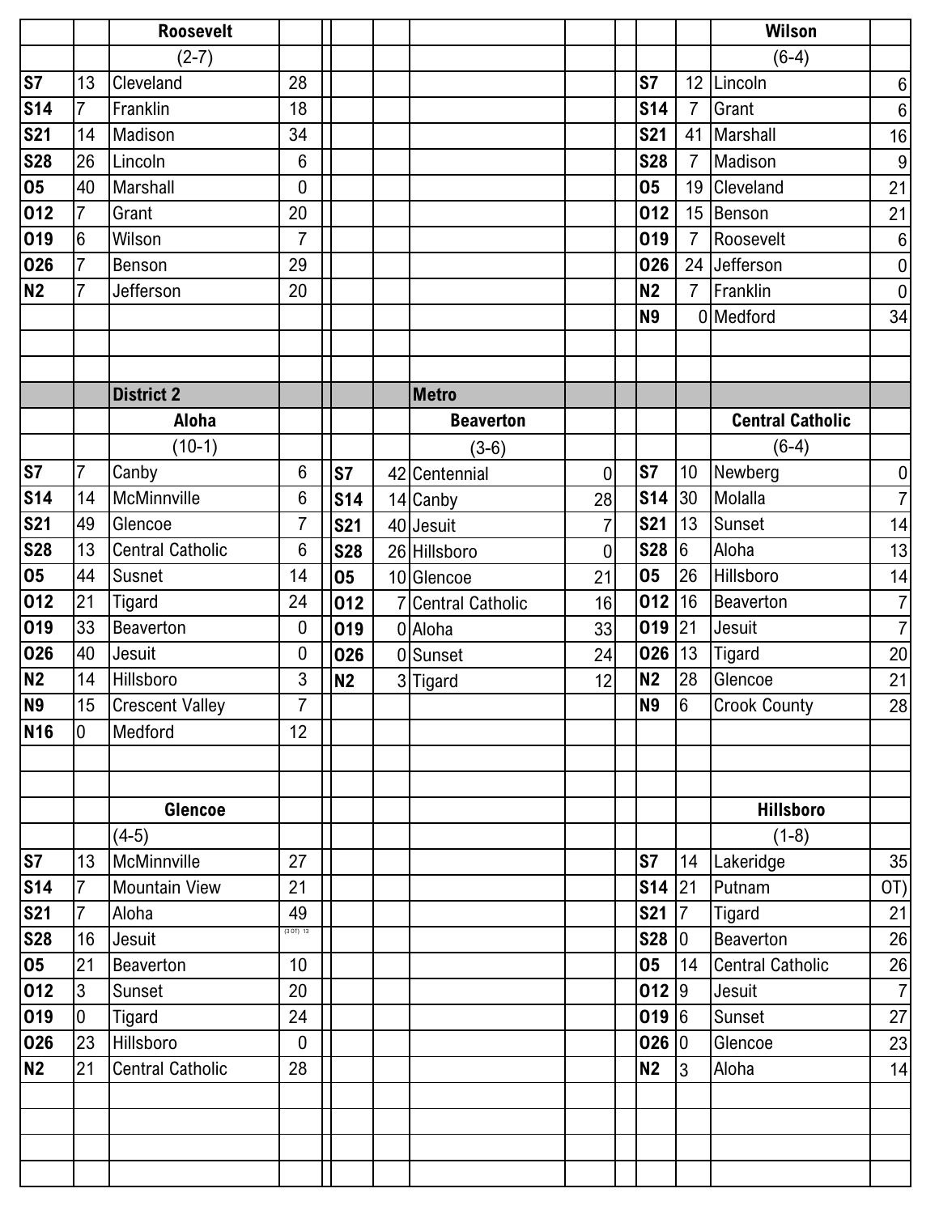## Roosevelt

(2-7)

| Date | Score | Opponent | Score |
|---|---|---|---|
| S7 | 13 | Cleveland | 28 |
| S14 | 7 | Franklin | 18 |
| S21 | 14 | Madison | 34 |
| S28 | 26 | Lincoln | 6 |
| O5 | 40 | Marshall | 0 |
| O12 | 7 | Grant | 20 |
| O19 | 6 | Wilson | 7 |
| O26 | 7 | Benson | 29 |
| N2 | 7 | Jefferson | 20 |

## Wilson

(6-4)

| Date | Score | Opponent | Score |
|---|---|---|---|
| S7 | 12 | Lincoln | 6 |
| S14 | 7 | Grant | 6 |
| S21 | 41 | Marshall | 16 |
| S28 | 7 | Madison | 9 |
| O5 | 19 | Cleveland | 21 |
| O12 | 15 | Benson | 21 |
| O19 | 7 | Roosevelt | 6 |
| O26 | 24 | Jefferson | 0 |
| N2 | 7 | Franklin | 0 |
| N9 | 0 | Medford | 34 |

# District 2

# Metro

## Aloha

(10-1)

| Date | Score | Opponent | Score |
|---|---|---|---|
| S7 | 7 | Canby | 6 |
| S14 | 14 | McMinnville | 6 |
| S21 | 49 | Glencoe | 7 |
| S28 | 13 | Central Catholic | 6 |
| O5 | 44 | Susnet | 14 |
| O12 | 21 | Tigard | 24 |
| O19 | 33 | Beaverton | 0 |
| O26 | 40 | Jesuit | 0 |
| N2 | 14 | Hillsboro | 3 |
| N9 | 15 | Crescent Valley | 7 |
| N16 | 0 | Medford | 12 |

## Beaverton

(3-6)

| Date | Score | Opponent | Score |
|---|---|---|---|
| S7 | 42 | Centennial | 0 |
| S14 | 14 | Canby | 28 |
| S21 | 40 | Jesuit | 7 |
| S28 | 26 | Hillsboro | 0 |
| O5 | 10 | Glencoe | 21 |
| O12 | 7 | Central Catholic | 16 |
| O19 | 0 | Aloha | 33 |
| O26 | 0 | Sunset | 24 |
| N2 | 3 | Tigard | 12 |

## Central Catholic

(6-4)

| Date | Score | Opponent | Score |
|---|---|---|---|
| S7 | 10 | Newberg | 0 |
| S14 | 30 | Molalla | 7 |
| S21 | 13 | Sunset | 14 |
| S28 | 6 | Aloha | 13 |
| O5 | 26 | Hillsboro | 14 |
| O12 | 16 | Beaverton | 7 |
| O19 | 21 | Jesuit | 7 |
| O26 | 13 | Tigard | 20 |
| N2 | 28 | Glencoe | 21 |
| N9 | 6 | Crook County | 28 |

## Glencoe

(4-5)

| Date | Score | Opponent | Score |
|---|---|---|---|
| S7 | 13 | McMinnville | 27 |
| S14 | 7 | Mountain View | 21 |
| S21 | 7 | Aloha | 49 |
| S28 | 16 | Jesuit | (3 OT) 13 |
| O5 | 21 | Beaverton | 10 |
| O12 | 3 | Sunset | 20 |
| O19 | 0 | Tigard | 24 |
| O26 | 23 | Hillsboro | 0 |
| N2 | 21 | Central Catholic | 28 |

## Hillsboro

(1-8)

| Date | Score | Opponent | Score |
|---|---|---|---|
| S7 | 14 | Lakeridge | 35 |
| S14 | 21 | Putnam | OT) |
| S21 | 7 | Tigard | 21 |
| S28 | 0 | Beaverton | 26 |
| O5 | 14 | Central Catholic | 26 |
| O12 | 9 | Jesuit | 7 |
| O19 | 6 | Sunset | 27 |
| O26 | 0 | Glencoe | 23 |
| N2 | 3 | Aloha | 14 |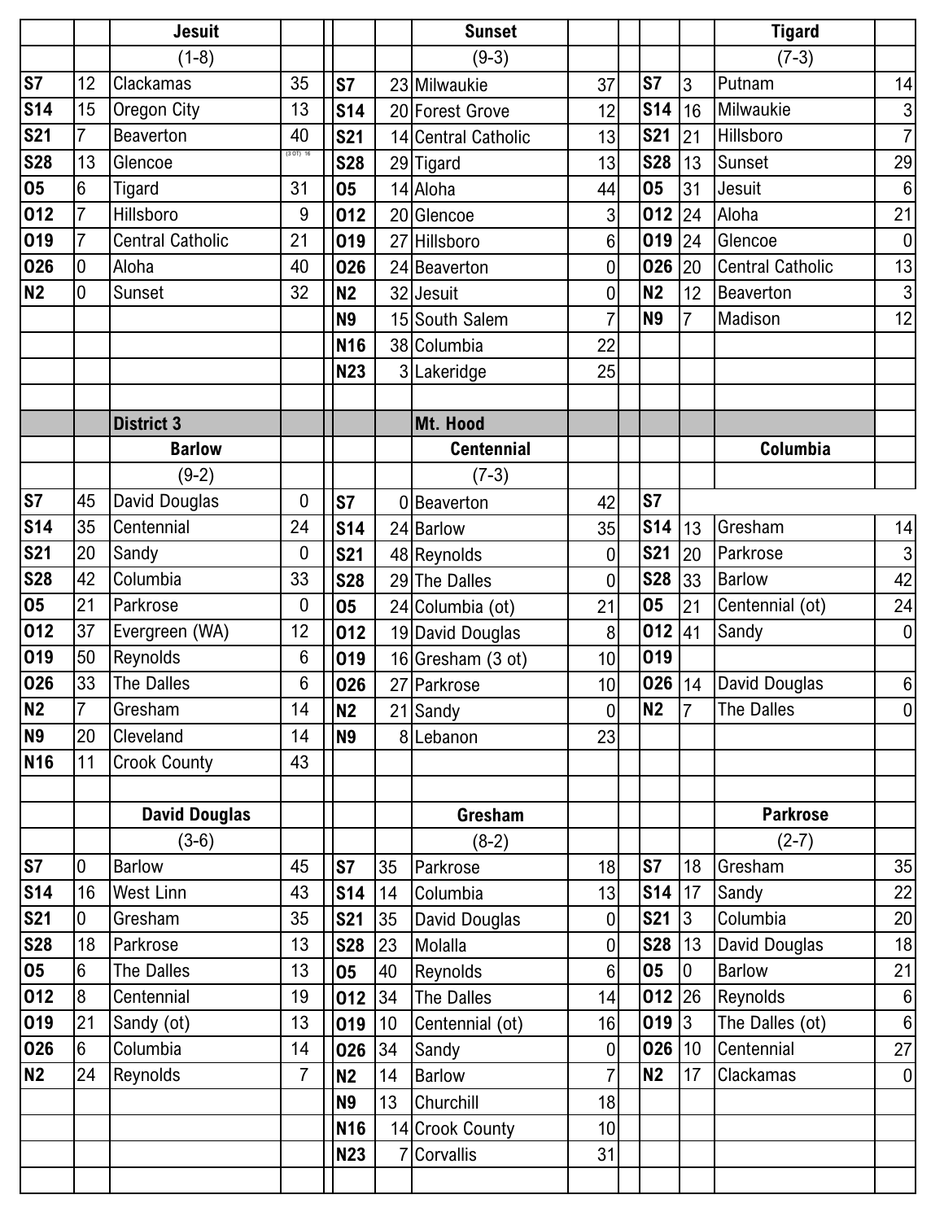| | | Jesuit | | | | | Sunset | | | | | Tigard | |
|---|---|---|---|---|---|---|---|---|---|---|---|---|---|
| | | (1-8) | | | | | (9-3) | | | | | (7-3) | |
| S7 | 12 | Clackamas | 35 | | S7 | 23 | Milwaukie | 37 | | S7 | 3 | Putnam | 14 |
| S14 | 15 | Oregon City | 13 | | S14 | 20 | Forest Grove | 12 | | S14 | 16 | Milwaukie | 3 |
| S21 | 7 | Beaverton | 40 | | S21 | 14 | Central Catholic | 13 | | S21 | 21 | Hillsboro | 7 |
| S28 | 13 | Glencoe | (3 OT) 16 | | S28 | 29 | Tigard | 13 | | S28 | 13 | Sunset | 29 |
| O5 | 6 | Tigard | 31 | | O5 | 14 | Aloha | 44 | | O5 | 31 | Jesuit | 6 |
| O12 | 7 | Hillsboro | 9 | | O12 | 20 | Glencoe | 3 | | O12 | 24 | Aloha | 21 |
| O19 | 7 | Central Catholic | 21 | | O19 | 27 | Hillsboro | 6 | | O19 | 24 | Glencoe | 0 |
| O26 | 0 | Aloha | 40 | | O26 | 24 | Beaverton | 0 | | O26 | 20 | Central Catholic | 13 |
| N2 | 0 | Sunset | 32 | | N2 | 32 | Jesuit | 0 | | N2 | 12 | Beaverton | 3 |
| | | | | | N9 | 15 | South Salem | 7 | | N9 | 7 | Madison | 12 |
| | | | | | N16 | 38 | Columbia | 22 | | | | | |
| | | | | | N23 | 3 | Lakeridge | 25 | | | | | |
| | | | | | | | | | | | | | |
| | | District 3 | | | | | Mt. Hood | | | | | | |
| | | Barlow | | | | | Centennial | | | | | Columbia | |
| | | (9-2) | | | | | (7-3) | | | | | | |
| S7 | 45 | David Douglas | 0 | | S7 | 0 | Beaverton | 42 | | S7 | | | |
| S14 | 35 | Centennial | 24 | | S14 | 24 | Barlow | 35 | | S14 | 13 | Gresham | 14 |
| S21 | 20 | Sandy | 0 | | S21 | 48 | Reynolds | 0 | | S21 | 20 | Parkrose | 3 |
| S28 | 42 | Columbia | 33 | | S28 | 29 | The Dalles | 0 | | S28 | 33 | Barlow | 42 |
| O5 | 21 | Parkrose | 0 | | O5 | 24 | Columbia (ot) | 21 | | O5 | 21 | Centennial (ot) | 24 |
| O12 | 37 | Evergreen (WA) | 12 | | O12 | 19 | David Douglas | 8 | | O12 | 41 | Sandy | 0 |
| O19 | 50 | Reynolds | 6 | | O19 | 16 | Gresham (3 ot) | 10 | | O19 | | | |
| O26 | 33 | The Dalles | 6 | | O26 | 27 | Parkrose | 10 | | O26 | 14 | David Douglas | 6 |
| N2 | 7 | Gresham | 14 | | N2 | 21 | Sandy | 0 | | N2 | 7 | The Dalles | 0 |
| N9 | 20 | Cleveland | 14 | | N9 | 8 | Lebanon | 23 | | | | | |
| N16 | 11 | Crook County | 43 | | | | | | | | | | |
| | | | | | | | | | | | | | |
| | | David Douglas | | | | | Gresham | | | | | Parkrose | |
| | | (3-6) | | | | | (8-2) | | | | | (2-7) | |
| S7 | 0 | Barlow | 45 | | S7 | 35 | Parkrose | 18 | | S7 | 18 | Gresham | 35 |
| S14 | 16 | West Linn | 43 | | S14 | 14 | Columbia | 13 | | S14 | 17 | Sandy | 22 |
| S21 | 0 | Gresham | 35 | | S21 | 35 | David Douglas | 0 | | S21 | 3 | Columbia | 20 |
| S28 | 18 | Parkrose | 13 | | S28 | 23 | Molalla | 0 | | S28 | 13 | David Douglas | 18 |
| O5 | 6 | The Dalles | 13 | | O5 | 40 | Reynolds | 6 | | O5 | 0 | Barlow | 21 |
| O12 | 8 | Centennial | 19 | | O12 | 34 | The Dalles | 14 | | O12 | 26 | Reynolds | 6 |
| O19 | 21 | Sandy (ot) | 13 | | O19 | 10 | Centennial (ot) | 16 | | O19 | 3 | The Dalles (ot) | 6 |
| O26 | 6 | Columbia | 14 | | O26 | 34 | Sandy | 0 | | O26 | 10 | Centennial | 27 |
| N2 | 24 | Reynolds | 7 | | N2 | 14 | Barlow | 7 | | N2 | 17 | Clackamas | 0 |
| | | | | | N9 | 13 | Churchill | 18 | | | | | |
| | | | | | N16 | 14 | Crook County | 10 | | | | | |
| | | | | | N23 | 7 | Corvallis | 31 | | | | | |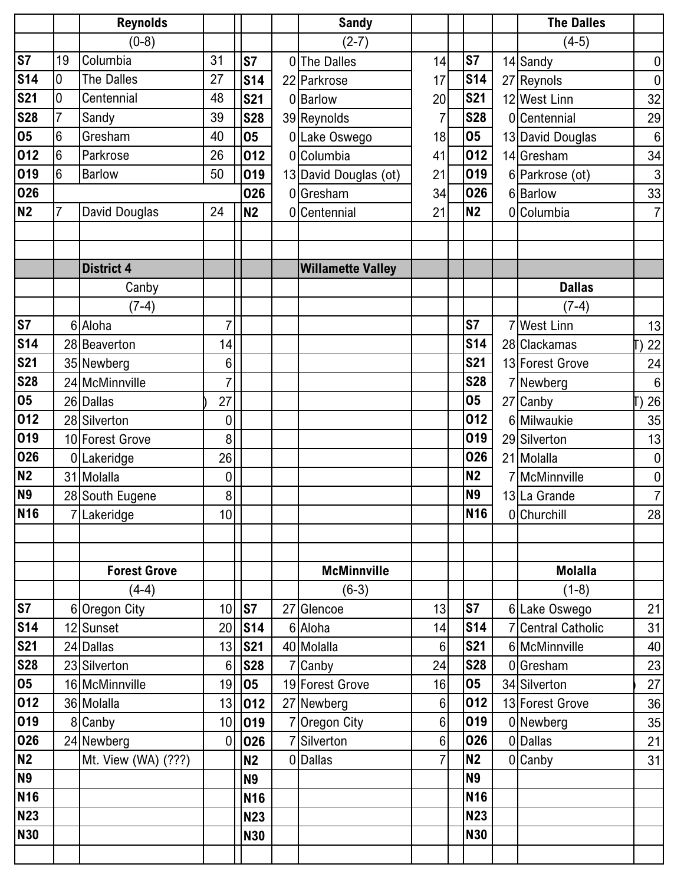## Reynolds

(0-8)

| Date | Score | Opponent | Score |
|---|---|---|---|
| S7 | 19 | Columbia | 31 |
| S14 | 0 | The Dalles | 27 |
| S21 | 0 | Centennial | 48 |
| S28 | 7 | Sandy | 39 |
| O5 | 6 | Gresham | 40 |
| O12 | 6 | Parkrose | 26 |
| O19 | 6 | Barlow | 50 |
| O26 | | | |
| N2 | 7 | David Douglas | 24 |

## Sandy

(2-7)

| Date | Score | Opponent | Score |
|---|---|---|---|
| S7 | 0 | The Dalles | 14 |
| S14 | 22 | Parkrose | 17 |
| S21 | 0 | Barlow | 20 |
| S28 | 39 | Reynolds | 7 |
| O5 | 0 | Lake Oswego | 18 |
| O12 | 0 | Columbia | 41 |
| O19 | 13 | David Douglas (ot) | 21 |
| O26 | 0 | Gresham | 34 |
| N2 | 0 | Centennial | 21 |

## The Dalles

(4-5)

| Date | Score | Opponent | Score |
|---|---|---|---|
| S7 | 14 | Sandy | 0 |
| S14 | 27 | Reynols | 0 |
| S21 | 12 | West Linn | 32 |
| S28 | 0 | Centennial | 29 |
| O5 | 13 | David Douglas | 6 |
| O12 | 14 | Gresham | 34 |
| O19 | 6 | Parkrose (ot) | 3 |
| O26 | 6 | Barlow | 33 |
| N2 | 0 | Columbia | 7 |

## District 4 — Willamette Valley

### Canby

(7-4)

| Date | Score | Opponent | Score |
|---|---|---|---|
| S7 | 6 | Aloha | 7 |
| S14 | 28 | Beaverton | 14 |
| S21 | 35 | Newberg | 6 |
| S28 | 24 | McMinnville | 7 |
| O5 | 26 | Dallas | ) 27 |
| O12 | 28 | Silverton | 0 |
| O19 | 10 | Forest Grove | 8 |
| O26 | 0 | Lakeridge | 26 |
| N2 | 31 | Molalla | 0 |
| N9 | 28 | South Eugene | 8 |
| N16 | 7 | Lakeridge | 10 |

### Dallas

(7-4)

| Date | Score | Opponent | Score |
|---|---|---|---|
| S7 | 7 | West Linn | 13 |
| S14 | 28 | Clackamas | T) 22 |
| S21 | 13 | Forest Grove | 24 |
| S28 | 7 | Newberg | 6 |
| O5 | 27 | Canby | T) 26 |
| O12 | 6 | Milwaukie | 35 |
| O19 | 29 | Silverton | 13 |
| O26 | 21 | Molalla | 0 |
| N2 | 7 | McMinnville | 0 |
| N9 | 13 | La Grande | 7 |
| N16 | 0 | Churchill | 28 |

### Forest Grove

(4-4)

| Date | Score | Opponent | Score |
|---|---|---|---|
| S7 | 6 | Oregon City | 10 |
| S14 | 12 | Sunset | 20 |
| S21 | 24 | Dallas | 13 |
| S28 | 23 | Silverton | 6 |
| O5 | 16 | McMinnville | 19 |
| O12 | 36 | Molalla | 13 |
| O19 | 8 | Canby | 10 |
| O26 | 24 | Newberg | 0 |
| N2 | | Mt. View (WA) (???) | |
| N9 | | | |
| N16 | | | |
| N23 | | | |
| N30 | | | |

### McMinnville

(6-3)

| Date | Score | Opponent | Score |
|---|---|---|---|
| S7 | 27 | Glencoe | 13 |
| S14 | 6 | Aloha | 14 |
| S21 | 40 | Molalla | 6 |
| S28 | 7 | Canby | 24 |
| O5 | 19 | Forest Grove | 16 |
| O12 | 27 | Newberg | 6 |
| O19 | 7 | Oregon City | 6 |
| O26 | 7 | Silverton | 6 |
| N2 | 0 | Dallas | 7 |
| N9 | | | |
| N16 | | | |
| N23 | | | |
| N30 | | | |

### Molalla

(1-8)

| Date | Score | Opponent | Score |
|---|---|---|---|
| S7 | 6 | Lake Oswego | 21 |
| S14 | 7 | Central Catholic | 31 |
| S21 | 6 | McMinnville | 40 |
| S28 | 0 | Gresham | 23 |
| O5 | 34 | Silverton | ) 27 |
| O12 | 13 | Forest Grove | 36 |
| O19 | 0 | Newberg | 35 |
| O26 | 0 | Dallas | 21 |
| N2 | 0 | Canby | 31 |
| N9 | | | |
| N16 | | | |
| N23 | | | |
| N30 | | | |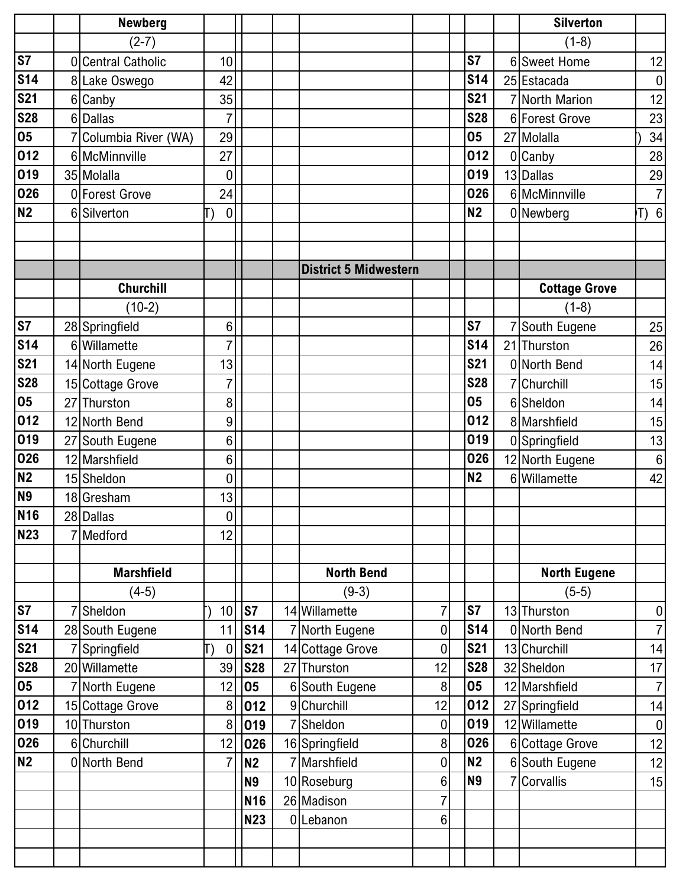### Newberg

(2-7)

| Date | Score | Opponent | Score |
|---|---|---|---|
| S7 | 0 | Central Catholic | 10 |
| S14 | 8 | Lake Oswego | 42 |
| S21 | 6 | Canby | 35 |
| S28 | 6 | Dallas | 7 |
| O5 | 7 | Columbia River (WA) | 29 |
| O12 | 6 | McMinnville | 27 |
| O19 | 35 | Molalla | 0 |
| O26 | 0 | Forest Grove | 24 |
| N2 | 6 | Silverton (T) | 0 |

### Silverton

(1-8)

| Date | Score | Opponent | Score |
|---|---|---|---|
| S7 | 6 | Sweet Home | 12 |
| S14 | 25 | Estacada | 0 |
| S21 | 7 | North Marion | 12 |
| S28 | 6 | Forest Grove | 23 |
| O5 | 27 | Molalla ) | 34 |
| O12 | 0 | Canby | 28 |
| O19 | 13 | Dallas | 29 |
| O26 | 6 | McMinnville | 7 |
| N2 | 0 | Newberg (T) | 6 |

## District 5 Midwestern

### Churchill

(10-2)

| Date | Score | Opponent | Score |
|---|---|---|---|
| S7 | 28 | Springfield | 6 |
| S14 | 6 | Willamette | 7 |
| S21 | 14 | North Eugene | 13 |
| S28 | 15 | Cottage Grove | 7 |
| O5 | 27 | Thurston | 8 |
| O12 | 12 | North Bend | 9 |
| O19 | 27 | South Eugene | 6 |
| O26 | 12 | Marshfield | 6 |
| N2 | 15 | Sheldon | 0 |
| N9 | 18 | Gresham | 13 |
| N16 | 28 | Dallas | 0 |
| N23 | 7 | Medford | 12 |

### Cottage Grove

(1-8)

| Date | Score | Opponent | Score |
|---|---|---|---|
| S7 | 7 | South Eugene | 25 |
| S14 | 21 | Thurston | 26 |
| S21 | 0 | North Bend | 14 |
| S28 | 7 | Churchill | 15 |
| O5 | 6 | Sheldon | 14 |
| O12 | 8 | Marshfield | 15 |
| O19 | 0 | Springfield | 13 |
| O26 | 12 | North Eugene | 6 |
| N2 | 6 | Willamette | 42 |

### Marshfield

(4-5)

| Date | Score | Opponent | Score |
|---|---|---|---|
| S7 | 7 | Sheldon ) | 10 |
| S14 | 28 | South Eugene | 11 |
| S21 | 7 | Springfield (T) | 0 |
| S28 | 20 | Willamette | 39 |
| O5 | 7 | North Eugene | 12 |
| O12 | 15 | Cottage Grove | 8 |
| O19 | 10 | Thurston | 8 |
| O26 | 6 | Churchill | 12 |
| N2 | 0 | North Bend | 7 |

### North Bend

(9-3)

| Date | Score | Opponent | Score |
|---|---|---|---|
| S7 | 14 | Willamette | 7 |
| S14 | 7 | North Eugene | 0 |
| S21 | 14 | Cottage Grove | 0 |
| S28 | 27 | Thurston | 12 |
| O5 | 6 | South Eugene | 8 |
| O12 | 9 | Churchill | 12 |
| O19 | 7 | Sheldon | 0 |
| O26 | 16 | Springfield | 8 |
| N2 | 7 | Marshfield | 0 |
| N9 | 10 | Roseburg | 6 |
| N16 | 26 | Madison | 7 |
| N23 | 0 | Lebanon | 6 |

### North Eugene

(5-5)

| Date | Score | Opponent | Score |
|---|---|---|---|
| S7 | 13 | Thurston | 0 |
| S14 | 0 | North Bend | 7 |
| S21 | 13 | Churchill | 14 |
| S28 | 32 | Sheldon | 17 |
| O5 | 12 | Marshfield | 7 |
| O12 | 27 | Springfield | 14 |
| O19 | 12 | Willamette | 0 |
| O26 | 6 | Cottage Grove | 12 |
| N2 | 6 | South Eugene | 12 |
| N9 | 7 | Corvallis | 15 |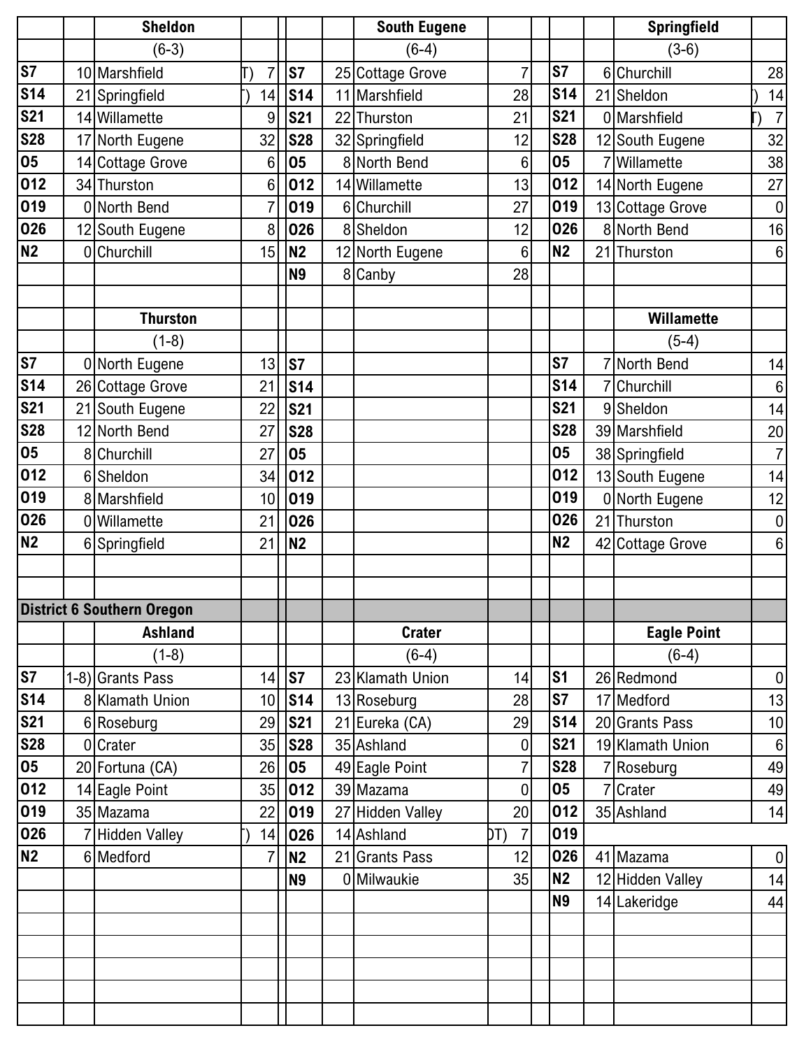| | | Sheldon | | | | South Eugene | | | | Springfield | |
|---|---|---|---|---|---|---|---|---|---|---|---|
| | | (6-3) | | | | (6-4) | | | | (3-6) | |
| S7 | 10 | Marshfield | T) 7 | S7 | 25 | Cottage Grove | 7 | S7 | 6 | Churchill | 28 |
| S14 | 21 | Springfield | ) 14 | S14 | 11 | Marshfield | 28 | S14 | 21 | Sheldon | ) 14 |
| S21 | 14 | Willamette | 9 | S21 | 22 | Thurston | 21 | S21 | 0 | Marshfield | T) 7 |
| S28 | 17 | North Eugene | 32 | S28 | 32 | Springfield | 12 | S28 | 12 | South Eugene | 32 |
| O5 | 14 | Cottage Grove | 6 | O5 | 8 | North Bend | 6 | O5 | 7 | Willamette | 38 |
| O12 | 34 | Thurston | 6 | O12 | 14 | Willamette | 13 | O12 | 14 | North Eugene | 27 |
| O19 | 0 | North Bend | 7 | O19 | 6 | Churchill | 27 | O19 | 13 | Cottage Grove | 0 |
| O26 | 12 | South Eugene | 8 | O26 | 8 | Sheldon | 12 | O26 | 8 | North Bend | 16 |
| N2 | 0 | Churchill | 15 | N2 | 12 | North Eugene | 6 | N2 | 21 | Thurston | 6 |
| | | | | N9 | 8 | Canby | 28 | | | | |

| | | Thurston | | | | | | | | Willamette | |
|---|---|---|---|---|---|---|---|---|---|---|---|
| | | (1-8) | | | | | | | | (5-4) | |
| S7 | 0 | North Eugene | 13 | S7 | | | | S7 | 7 | North Bend | 14 |
| S14 | 26 | Cottage Grove | 21 | S14 | | | | S14 | 7 | Churchill | 6 |
| S21 | 21 | South Eugene | 22 | S21 | | | | S21 | 9 | Sheldon | 14 |
| S28 | 12 | North Bend | 27 | S28 | | | | S28 | 39 | Marshfield | 20 |
| O5 | 8 | Churchill | 27 | O5 | | | | O5 | 38 | Springfield | 7 |
| O12 | 6 | Sheldon | 34 | O12 | | | | O12 | 13 | South Eugene | 14 |
| O19 | 8 | Marshfield | 10 | O19 | | | | O19 | 0 | North Eugene | 12 |
| O26 | 0 | Willamette | 21 | O26 | | | | O26 | 21 | Thurston | 0 |
| N2 | 6 | Springfield | 21 | N2 | | | | N2 | 42 | Cottage Grove | 6 |

**District 6 Southern Oregon**

| | | Ashland | | | | Crater | | | | Eagle Point | |
|---|---|---|---|---|---|---|---|---|---|---|---|
| | | (1-8) | | | | (6-4) | | | | (6-4) | |
| S7 | 1-8) | Grants Pass | 14 | S7 | 23 | Klamath Union | 14 | S1 | 26 | Redmond | 0 |
| S14 | 8 | Klamath Union | 10 | S14 | 13 | Roseburg | 28 | S7 | 17 | Medford | 13 |
| S21 | 6 | Roseburg | 29 | S21 | 21 | Eureka (CA) | 29 | S14 | 20 | Grants Pass | 10 |
| S28 | 0 | Crater | 35 | S28 | 35 | Ashland | 0 | S21 | 19 | Klamath Union | 6 |
| O5 | 20 | Fortuna (CA) | 26 | O5 | 49 | Eagle Point | 7 | S28 | 7 | Roseburg | 49 |
| O12 | 14 | Eagle Point | 35 | O12 | 39 | Mazama | 0 | O5 | 7 | Crater | 49 |
| O19 | 35 | Mazama | 22 | O19 | 27 | Hidden Valley | 20 | O12 | 35 | Ashland | 14 |
| O26 | 7 | Hidden Valley | ) 14 | O26 | 14 | Ashland | OT) 7 | O19 | | | |
| N2 | 6 | Medford | 7 | N2 | 21 | Grants Pass | 12 | O26 | 41 | Mazama | 0 |
| | | | | N9 | 0 | Milwaukie | 35 | N2 | 12 | Hidden Valley | 14 |
| | | | | | | | | N9 | 14 | Lakeridge | 44 |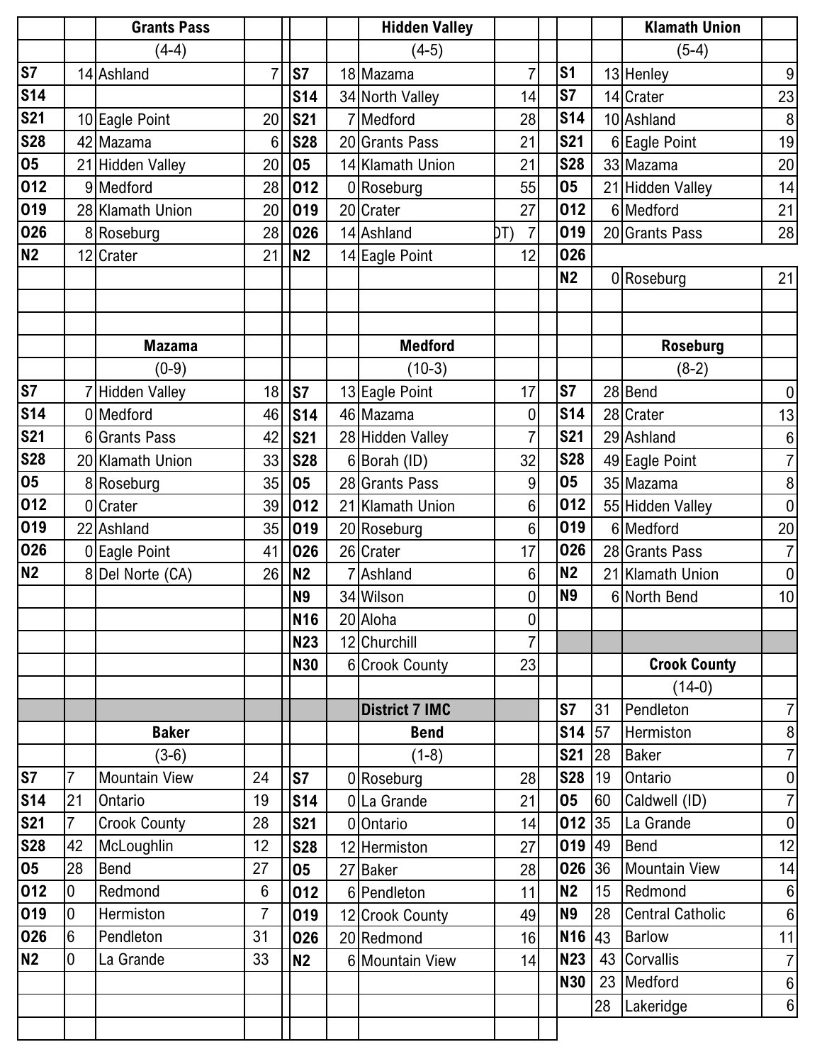## Grants Pass (4-4)

| Date | Score | Opponent | Score |
|---|---|---|---|
| S7 | 14 | Ashland | 7 |
| S14 | | | |
| S21 | 10 | Eagle Point | 20 |
| S28 | 42 | Mazama | 6 |
| O5 | 21 | Hidden Valley | 20 |
| O12 | 9 | Medford | 28 |
| O19 | 28 | Klamath Union | 20 |
| O26 | 8 | Roseburg | 28 |
| N2 | 12 | Crater | 21 |

## Hidden Valley (4-5)

| Date | Score | Opponent | Score |
|---|---|---|---|
| S7 | 18 | Mazama | 7 |
| S14 | 34 | North Valley | 14 |
| S21 | 7 | Medford | 28 |
| S28 | 20 | Grants Pass | 21 |
| O5 | 14 | Klamath Union | 21 |
| O12 | 0 | Roseburg | 55 |
| O19 | 20 | Crater | 27 |
| O26 | 14 | Ashland (OT) | 7 |
| N2 | 14 | Eagle Point | 12 |

## Klamath Union (5-4)

| Date | Score | Opponent | Score |
|---|---|---|---|
| S1 | 13 | Henley | 9 |
| S7 | 14 | Crater | 23 |
| S14 | 10 | Ashland | 8 |
| S21 | 6 | Eagle Point | 19 |
| S28 | 33 | Mazama | 20 |
| O5 | 21 | Hidden Valley | 14 |
| O12 | 6 | Medford | 21 |
| O19 | 20 | Grants Pass | 28 |
| O26 | | | |
| N2 | 0 | Roseburg | 21 |

## Mazama (0-9)

| Date | Score | Opponent | Score |
|---|---|---|---|
| S7 | 7 | Hidden Valley | 18 |
| S14 | 0 | Medford | 46 |
| S21 | 6 | Grants Pass | 42 |
| S28 | 20 | Klamath Union | 33 |
| O5 | 8 | Roseburg | 35 |
| O12 | 0 | Crater | 39 |
| O19 | 22 | Ashland | 35 |
| O26 | 0 | Eagle Point | 41 |
| N2 | 8 | Del Norte (CA) | 26 |

## Medford (10-3)

| Date | Score | Opponent | Score |
|---|---|---|---|
| S7 | 13 | Eagle Point | 17 |
| S14 | 46 | Mazama | 0 |
| S21 | 28 | Hidden Valley | 7 |
| S28 | 6 | Borah (ID) | 32 |
| O5 | 28 | Grants Pass | 9 |
| O12 | 21 | Klamath Union | 6 |
| O19 | 20 | Roseburg | 6 |
| O26 | 26 | Crater | 17 |
| N2 | 7 | Ashland | 6 |
| N9 | 34 | Wilson | 0 |
| N16 | 20 | Aloha | 0 |
| N23 | 12 | Churchill | 7 |
| N30 | 6 | Crook County | 23 |

## Roseburg (8-2)

| Date | Score | Opponent | Score |
|---|---|---|---|
| S7 | 28 | Bend | 0 |
| S14 | 28 | Crater | 13 |
| S21 | 29 | Ashland | 6 |
| S28 | 49 | Eagle Point | 7 |
| O5 | 35 | Mazama | 8 |
| O12 | 55 | Hidden Valley | 0 |
| O19 | 6 | Medford | 20 |
| O26 | 28 | Grants Pass | 7 |
| N2 | 21 | Klamath Union | 0 |
| N9 | 6 | North Bend | 10 |

## District 7 IMC

## Baker (3-6)

| Date | Score | Opponent | Score |
|---|---|---|---|
| S7 | 7 | Mountain View | 24 |
| S14 | 21 | Ontario | 19 |
| S21 | 7 | Crook County | 28 |
| S28 | 42 | McLoughlin | 12 |
| O5 | 28 | Bend | 27 |
| O12 | 0 | Redmond | 6 |
| O19 | 0 | Hermiston | 7 |
| O26 | 6 | Pendleton | 31 |
| N2 | 0 | La Grande | 33 |

## Bend (1-8)

| Date | Score | Opponent | Score |
|---|---|---|---|
| S7 | 0 | Roseburg | 28 |
| S14 | 0 | La Grande | 21 |
| S21 | 0 | Ontario | 14 |
| S28 | 12 | Hermiston | 27 |
| O5 | 27 | Baker | 28 |
| O12 | 6 | Pendleton | 11 |
| O19 | 12 | Crook County | 49 |
| O26 | 20 | Redmond | 16 |
| N2 | 6 | Mountain View | 14 |

## Crook County (14-0)

| Date | Score | Opponent | Score |
|---|---|---|---|
| S7 | 31 | Pendleton | 7 |
| S14 | 57 | Hermiston | 8 |
| S21 | 28 | Baker | 7 |
| S28 | 19 | Ontario | 0 |
| O5 | 60 | Caldwell (ID) | 7 |
| O12 | 35 | La Grande | 0 |
| O19 | 49 | Bend | 12 |
| O26 | 36 | Mountain View | 14 |
| N2 | 15 | Redmond | 6 |
| N9 | 28 | Central Catholic | 6 |
| N16 | 43 | Barlow | 11 |
| N23 | 43 | Corvallis | 7 |
| N30 | 23 | Medford | 6 |
| | 28 | Lakeridge | 6 |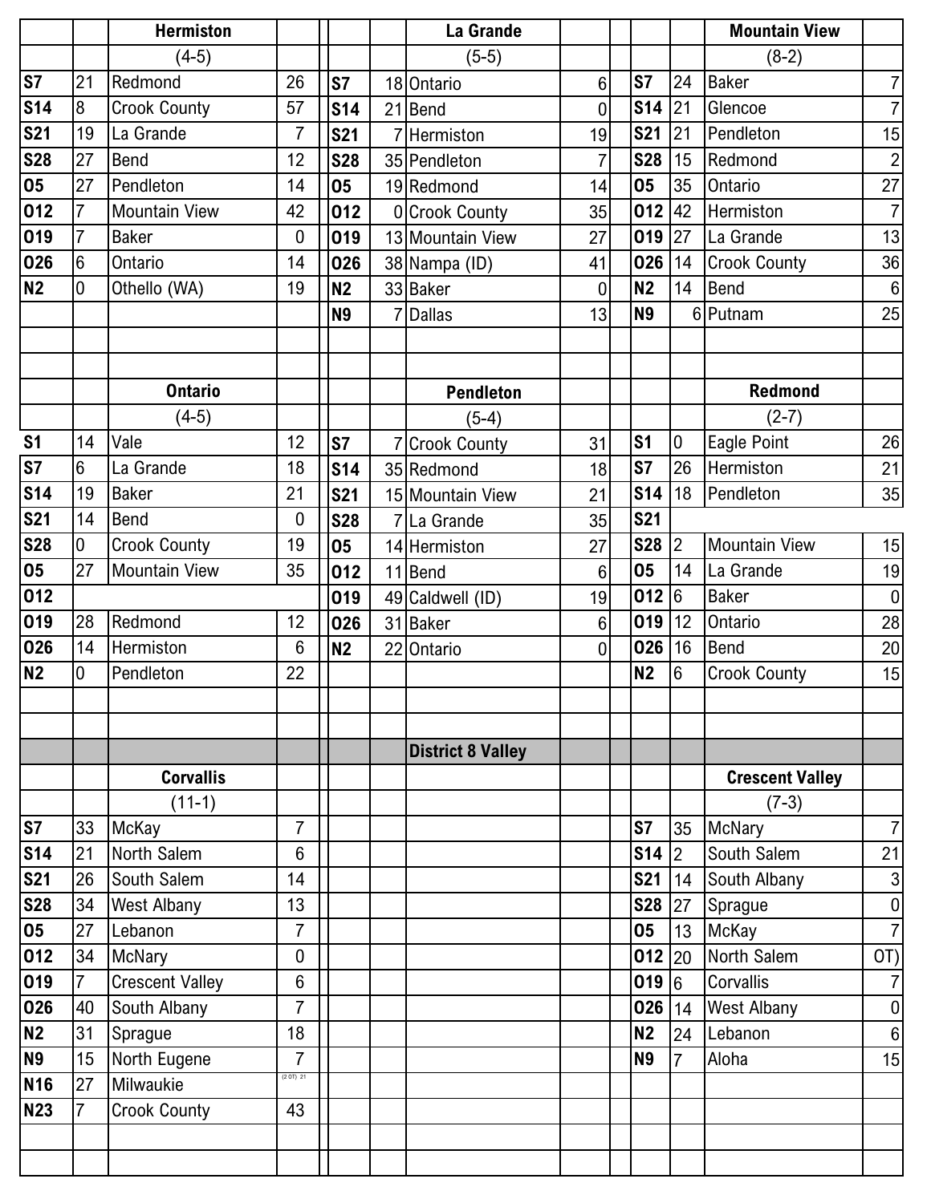### Hermiston

(4-5)

| Date | Score | Opponent | Opp |
|---|---|---|---|
| S7 | 21 | Redmond | 26 |
| S14 | 8 | Crook County | 57 |
| S21 | 19 | La Grande | 7 |
| S28 | 27 | Bend | 12 |
| O5 | 27 | Pendleton | 14 |
| O12 | 7 | Mountain View | 42 |
| O19 | 7 | Baker | 0 |
| O26 | 6 | Ontario | 14 |
| N2 | 0 | Othello (WA) | 19 |

### La Grande

(5-5)

| Date | Score | Opponent | Opp |
|---|---|---|---|
| S7 | 18 | Ontario | 6 |
| S14 | 21 | Bend | 0 |
| S21 | 7 | Hermiston | 19 |
| S28 | 35 | Pendleton | 7 |
| O5 | 19 | Redmond | 14 |
| O12 | 0 | Crook County | 35 |
| O19 | 13 | Mountain View | 27 |
| O26 | 38 | Nampa (ID) | 41 |
| N2 | 33 | Baker | 0 |
| N9 | 7 | Dallas | 13 |

### Mountain View

(8-2)

| Date | Score | Opponent | Opp |
|---|---|---|---|
| S7 | 24 | Baker | 7 |
| S14 | 21 | Glencoe | 7 |
| S21 | 21 | Pendleton | 15 |
| S28 | 15 | Redmond | 2 |
| O5 | 35 | Ontario | 27 |
| O12 | 42 | Hermiston | 7 |
| O19 | 27 | La Grande | 13 |
| O26 | 14 | Crook County | 36 |
| N2 | 14 | Bend | 6 |
| N9 | 6 | Putnam | 25 |

### Ontario

(4-5)

| Date | Score | Opponent | Opp |
|---|---|---|---|
| S1 | 14 | Vale | 12 |
| S7 | 6 | La Grande | 18 |
| S14 | 19 | Baker | 21 |
| S21 | 14 | Bend | 0 |
| S28 | 0 | Crook County | 19 |
| O5 | 27 | Mountain View | 35 |
| O12 | | | |
| O19 | 28 | Redmond | 12 |
| O26 | 14 | Hermiston | 6 |
| N2 | 0 | Pendleton | 22 |

### Pendleton

(5-4)

| Date | Score | Opponent | Opp |
|---|---|---|---|
| S7 | 7 | Crook County | 31 |
| S14 | 35 | Redmond | 18 |
| S21 | 15 | Mountain View | 21 |
| S28 | 7 | La Grande | 35 |
| O5 | 14 | Hermiston | 27 |
| O12 | 11 | Bend | 6 |
| O19 | 49 | Caldwell (ID) | 19 |
| O26 | 31 | Baker | 6 |
| N2 | 22 | Ontario | 0 |

### Redmond

(2-7)

| Date | Score | Opponent | Opp |
|---|---|---|---|
| S1 | 0 | Eagle Point | 26 |
| S7 | 26 | Hermiston | 21 |
| S14 | 18 | Pendleton | 35 |
| S21 | | | |
| S28 | 2 | Mountain View | 15 |
| O5 | 14 | La Grande | 19 |
| O12 | 6 | Baker | 0 |
| O19 | 12 | Ontario | 28 |
| O26 | 16 | Bend | 20 |
| N2 | 6 | Crook County | 15 |

## District 8 Valley

### Corvallis

(11-1)

| Date | Score | Opponent | Opp |
|---|---|---|---|
| S7 | 33 | McKay | 7 |
| S14 | 21 | North Salem | 6 |
| S21 | 26 | South Salem | 14 |
| S28 | 34 | West Albany | 13 |
| O5 | 27 | Lebanon | 7 |
| O12 | 34 | McNary | 0 |
| O19 | 7 | Crescent Valley | 6 |
| O26 | 40 | South Albany | 7 |
| N2 | 31 | Sprague | 18 |
| N9 | 15 | North Eugene | 7 |
| N16 | 27 | Milwaukie | (2 OT) 21 |
| N23 | 7 | Crook County | 43 |

### Crescent Valley

(7-3)

| Date | Score | Opponent | Opp |
|---|---|---|---|
| S7 | 35 | McNary | 7 |
| S14 | 2 | South Salem | 21 |
| S21 | 14 | South Albany | 3 |
| S28 | 27 | Sprague | 0 |
| O5 | 13 | McKay | 7 |
| O12 | 20 | North Salem | OT) |
| O19 | 6 | Corvallis | 7 |
| O26 | 14 | West Albany | 0 |
| N2 | 24 | Lebanon | 6 |
| N9 | 7 | Aloha | 15 |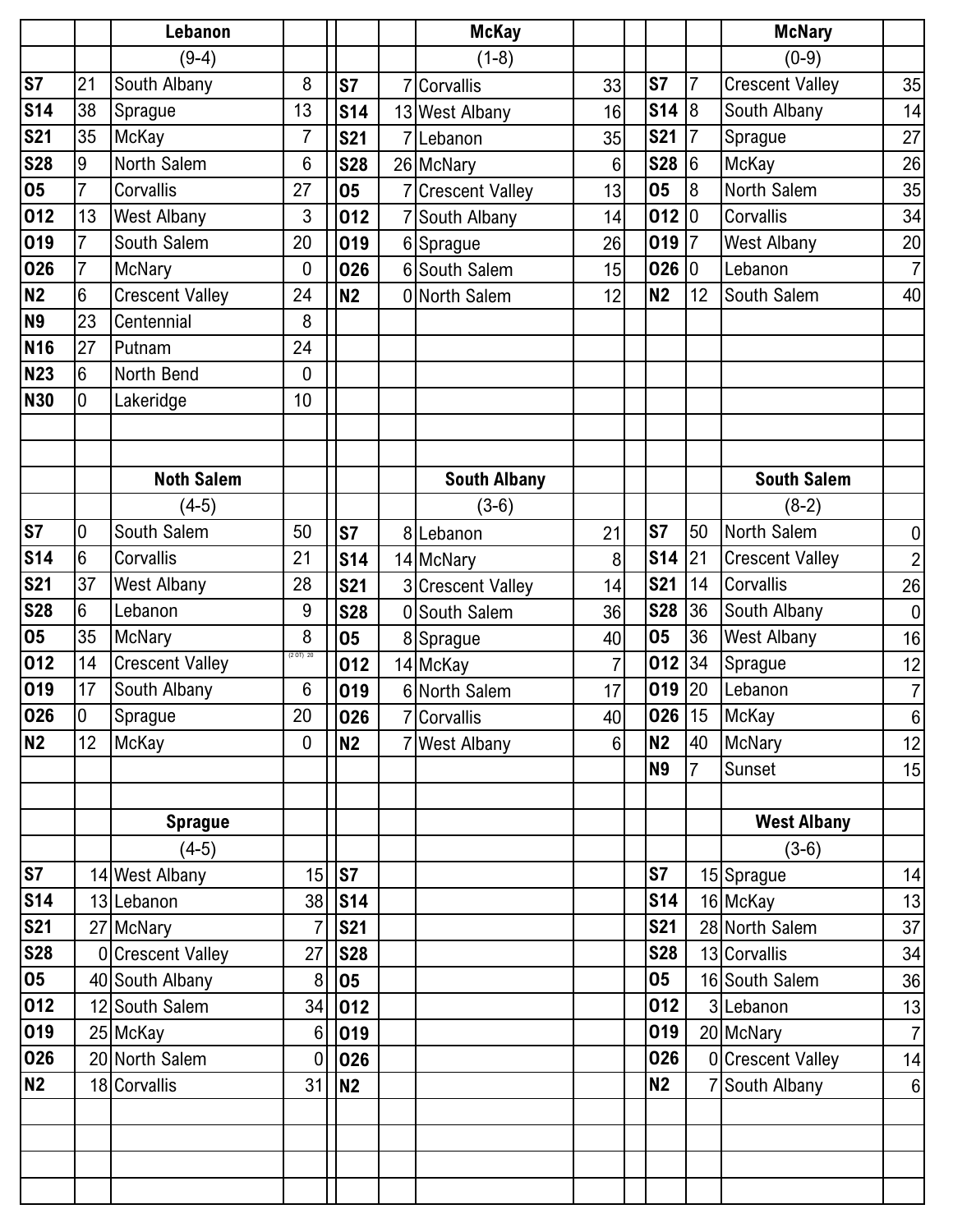## Lebanon

(9-4)

| Date | Score | Opponent | Score |
|---|---|---|---|
| S7 | 21 | South Albany | 8 |
| S14 | 38 | Sprague | 13 |
| S21 | 35 | McKay | 7 |
| S28 | 9 | North Salem | 6 |
| O5 | 7 | Corvallis | 27 |
| O12 | 13 | West Albany | 3 |
| O19 | 7 | South Salem | 20 |
| O26 | 7 | McNary | 0 |
| N2 | 6 | Crescent Valley | 24 |
| N9 | 23 | Centennial | 8 |
| N16 | 27 | Putnam | 24 |
| N23 | 6 | North Bend | 0 |
| N30 | 0 | Lakeridge | 10 |

## McKay

(1-8)

| Date | Score | Opponent | Score |
|---|---|---|---|
| S7 | 7 | Corvallis | 33 |
| S14 | 13 | West Albany | 16 |
| S21 | 7 | Lebanon | 35 |
| S28 | 26 | McNary | 6 |
| O5 | 7 | Crescent Valley | 13 |
| O12 | 7 | South Albany | 14 |
| O19 | 6 | Sprague | 26 |
| O26 | 6 | South Salem | 15 |
| N2 | 0 | North Salem | 12 |

## McNary

(0-9)

| Date | Score | Opponent | Score |
|---|---|---|---|
| S7 | 7 | Crescent Valley | 35 |
| S14 | 8 | South Albany | 14 |
| S21 | 7 | Sprague | 27 |
| S28 | 6 | McKay | 26 |
| O5 | 8 | North Salem | 35 |
| O12 | 0 | Corvallis | 34 |
| O19 | 7 | West Albany | 20 |
| O26 | 0 | Lebanon | 7 |
| N2 | 12 | South Salem | 40 |

## Noth Salem

(4-5)

| Date | Score | Opponent | Score |
|---|---|---|---|
| S7 | 0 | South Salem | 50 |
| S14 | 6 | Corvallis | 21 |
| S21 | 37 | West Albany | 28 |
| S28 | 6 | Lebanon | 9 |
| O5 | 35 | McNary | 8 |
| O12 | 14 | Crescent Valley | (2 OT) 20 |
| O19 | 17 | South Albany | 6 |
| O26 | 0 | Sprague | 20 |
| N2 | 12 | McKay | 0 |

## South Albany

(3-6)

| Date | Score | Opponent | Score |
|---|---|---|---|
| S7 | 8 | Lebanon | 21 |
| S14 | 14 | McNary | 8 |
| S21 | 3 | Crescent Valley | 14 |
| S28 | 0 | South Salem | 36 |
| O5 | 8 | Sprague | 40 |
| O12 | 14 | McKay | 7 |
| O19 | 6 | North Salem | 17 |
| O26 | 7 | Corvallis | 40 |
| N2 | 7 | West Albany | 6 |

## South Salem

(8-2)

| Date | Score | Opponent | Score |
|---|---|---|---|
| S7 | 50 | North Salem | 0 |
| S14 | 21 | Crescent Valley | 2 |
| S21 | 14 | Corvallis | 26 |
| S28 | 36 | South Albany | 0 |
| O5 | 36 | West Albany | 16 |
| O12 | 34 | Sprague | 12 |
| O19 | 20 | Lebanon | 7 |
| O26 | 15 | McKay | 6 |
| N2 | 40 | McNary | 12 |
| N9 | 7 | Sunset | 15 |

## Sprague

(4-5)

| Date | Score | Opponent | Score |
|---|---|---|---|
| S7 | 14 | West Albany | 15 |
| S14 | 13 | Lebanon | 38 |
| S21 | 27 | McNary | 7 |
| S28 | 0 | Crescent Valley | 27 |
| O5 | 40 | South Albany | 8 |
| O12 | 12 | South Salem | 34 |
| O19 | 25 | McKay | 6 |
| O26 | 20 | North Salem | 0 |
| N2 | 18 | Corvallis | 31 |

## West Albany

(3-6)

| Date | Score | Opponent | Score |
|---|---|---|---|
| S7 | 15 | Sprague | 14 |
| S14 | 16 | McKay | 13 |
| S21 | 28 | North Salem | 37 |
| S28 | 13 | Corvallis | 34 |
| O5 | 16 | South Salem | 36 |
| O12 | 3 | Lebanon | 13 |
| O19 | 20 | McNary | 7 |
| O26 | 0 | Crescent Valley | 14 |
| N2 | 7 | South Albany | 6 |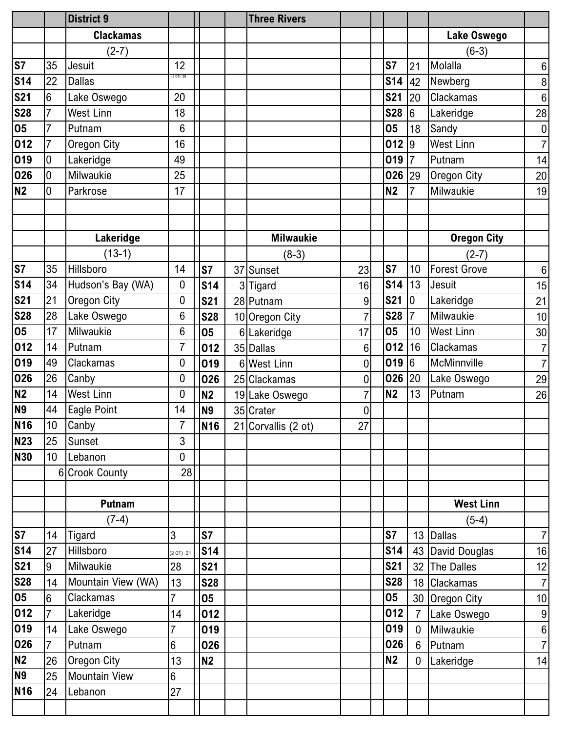| | | District 9 | | | | | Three Rivers | | | | | | |
|---|---|---|---|---|---|---|---|---|---|---|---|---|---|
| | | **Clackamas** | | | | | | | | | | **Lake Oswego** | |
| | | (2-7) | | | | | | | | | | (6-3) | |
| **S7** | 35 | Jesuit | 12 | | | | | | | | **S7** | 21 | Molalla | 6 |
| **S14** | 22 | Dallas | (2 OT) 28 | | | | | | | | **S14** | 42 | Newberg | 8 |
| **S21** | 6 | Lake Oswego | 20 | | | | | | | | **S21** | 20 | Clackamas | 6 |
| **S28** | 7 | West Linn | 18 | | | | | | | | **S28** | 6 | Lakeridge | 28 |
| **O5** | 7 | Putnam | 6 | | | | | | | | **O5** | 18 | Sandy | 0 |
| **O12** | 7 | Oregon City | 16 | | | | | | | | **O12** | 9 | West Linn | 7 |
| **O19** | 0 | Lakeridge | 49 | | | | | | | | **O19** | 7 | Putnam | 14 |
| **O26** | 0 | Milwaukie | 25 | | | | | | | | **O26** | 29 | Oregon City | 20 |
| **N2** | 0 | Parkrose | 17 | | | | | | | | **N2** | 7 | Milwaukie | 19 |
| | | **Lakeridge** | | | | | **Milwaukie** | | | | | **Oregon City** | |
| | | (13-1) | | | | | (8-3) | | | | | (2-7) | |
| **S7** | 35 | Hillsboro | 14 | | **S7** | 37 | Sunset | 23 | | | **S7** | 10 | Forest Grove | 6 |
| **S14** | 34 | Hudson's Bay (WA) | 0 | | **S14** | 3 | Tigard | 16 | | | **S14** | 13 | Jesuit | 15 |
| **S21** | 21 | Oregon City | 0 | | **S21** | 28 | Putnam | 9 | | | **S21** | 0 | Lakeridge | 21 |
| **S28** | 28 | Lake Oswego | 6 | | **S28** | 10 | Oregon City | 7 | | | **S28** | 7 | Milwaukie | 10 |
| **O5** | 17 | Milwaukie | 6 | | **O5** | 6 | Lakeridge | 17 | | | **O5** | 10 | West Linn | 30 |
| **O12** | 14 | Putnam | 7 | | **O12** | 35 | Dallas | 6 | | | **O12** | 16 | Clackamas | 7 |
| **O19** | 49 | Clackamas | 0 | | **O19** | 6 | West Linn | 0 | | | **O19** | 6 | McMinnville | 7 |
| **O26** | 26 | Canby | 0 | | **O26** | 25 | Clackamas | 0 | | | **O26** | 20 | Lake Oswego | 29 |
| **N2** | 14 | West Linn | 0 | | **N2** | 19 | Lake Oswego | 7 | | | **N2** | 13 | Putnam | 26 |
| **N9** | 44 | Eagle Point | 14 | | **N9** | 35 | Crater | 0 | | | | | | |
| **N16** | 10 | Canby | 7 | | **N16** | 21 | Corvallis (2 ot) | 27 | | | | | | |
| **N23** | 25 | Sunset | 3 | | | | | | | | | | | |
| **N30** | 10 | Lebanon | 0 | | | | | | | | | | | |
| | 6 | Crook County | 28 | | | | | | | | | | | |
| | | **Putnam** | | | | | | | | | | **West Linn** | |
| | | (7-4) | | | | | | | | | | (5-4) | |
| **S7** | 14 | Tigard | 3 | | **S7** | | | | | | **S7** | 13 | Dallas | 7 |
| **S14** | 27 | Hillsboro | (2 OT) 21 | | **S14** | | | | | | **S14** | 43 | David Douglas | 16 |
| **S21** | 9 | Milwaukie | 28 | | **S21** | | | | | | **S21** | 32 | The Dalles | 12 |
| **S28** | 14 | Mountain View (WA) | 13 | | **S28** | | | | | | **S28** | 18 | Clackamas | 7 |
| **O5** | 6 | Clackamas | 7 | | **O5** | | | | | | **O5** | 30 | Oregon City | 10 |
| **O12** | 7 | Lakeridge | 14 | | **O12** | | | | | | **O12** | 7 | Lake Oswego | 9 |
| **O19** | 14 | Lake Oswego | 7 | | **O19** | | | | | | **O19** | 0 | Milwaukie | 6 |
| **O26** | 7 | Putnam | 6 | | **O26** | | | | | | **O26** | 6 | Putnam | 7 |
| **N2** | 26 | Oregon City | 13 | | **N2** | | | | | | **N2** | 0 | Lakeridge | 14 |
| **N9** | 25 | Mountain View | 6 | | | | | | | | | | | |
| **N16** | 24 | Lebanon | 27 | | | | | | | | | | | |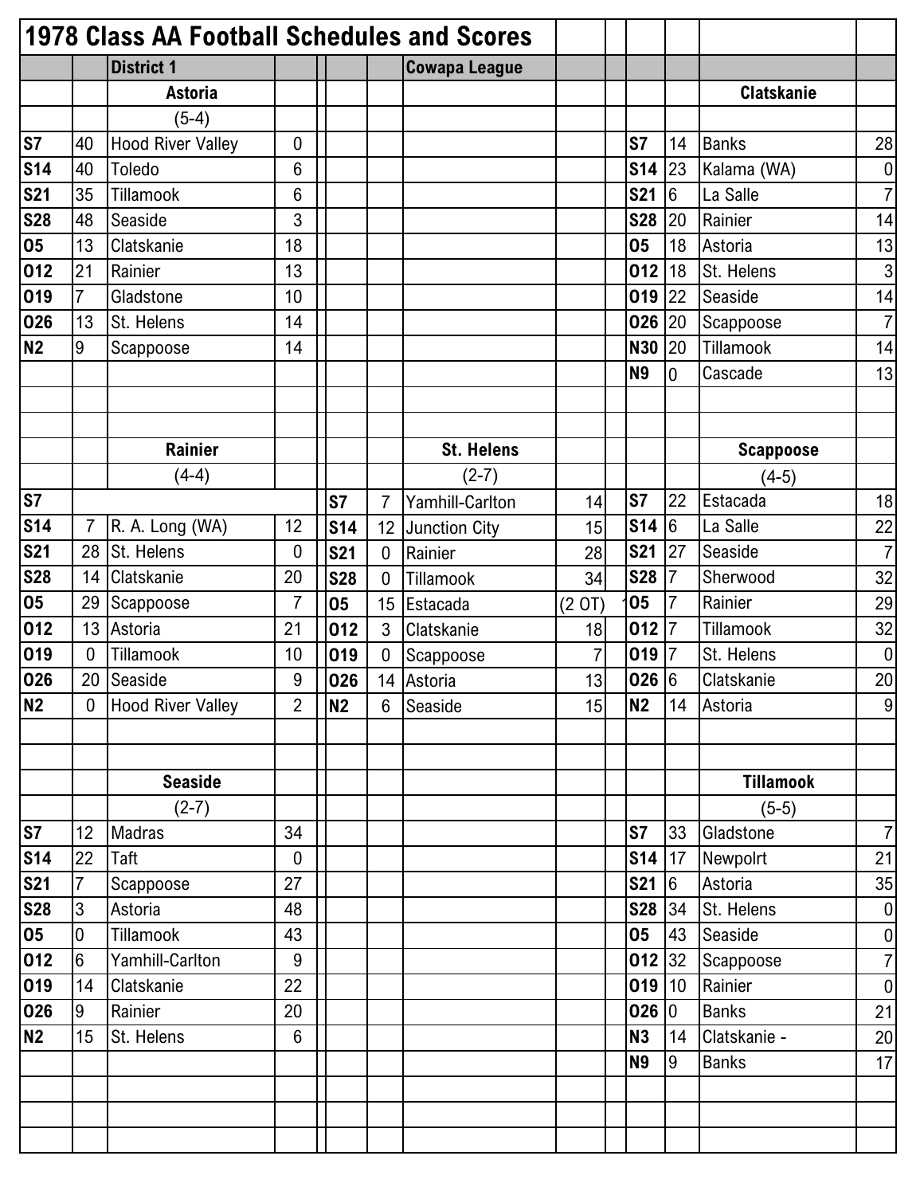# 1978 Class AA Football Schedules and Scores

## District 1 — Cowapa League

### Astoria (5-4)

| Date | Score | Opponent | Opp |
|---|---|---|---|
| S7 | 40 | Hood River Valley | 0 |
| S14 | 40 | Toledo | 6 |
| S21 | 35 | Tillamook | 6 |
| S28 | 48 | Seaside | 3 |
| O5 | 13 | Clatskanie | 18 |
| O12 | 21 | Rainier | 13 |
| O19 | 7 | Gladstone | 10 |
| O26 | 13 | St. Helens | 14 |
| N2 | 9 | Scappoose | 14 |

### Clatskanie

| Date | Score | Opponent | Opp |
|---|---|---|---|
| S7 | 14 | Banks | 28 |
| S14 | 23 | Kalama (WA) | 0 |
| S21 | 6 | La Salle | 7 |
| S28 | 20 | Rainier | 14 |
| O5 | 18 | Astoria | 13 |
| O12 | 18 | St. Helens | 3 |
| O19 | 22 | Seaside | 14 |
| O26 | 20 | Scappoose | 7 |
| N30 | 20 | Tillamook | 14 |
| N9 | 0 | Cascade | 13 |

### Rainier (4-4)

| Date | Score | Opponent | Opp |
|---|---|---|---|
| S7 | | | |
| S14 | 7 | R. A. Long (WA) | 12 |
| S21 | 28 | St. Helens | 0 |
| S28 | 14 | Clatskanie | 20 |
| O5 | 29 | Scappoose | 7 |
| O12 | 13 | Astoria | 21 |
| O19 | 0 | Tillamook | 10 |
| O26 | 20 | Seaside | 9 |
| N2 | 0 | Hood River Valley | 2 |

### St. Helens (2-7)

| Date | Score | Opponent | Opp |
|---|---|---|---|
| S7 | 7 | Yamhill-Carlton | 14 |
| S14 | 12 | Junction City | 15 |
| S21 | 0 | Rainier | 28 |
| S28 | 0 | Tillamook | 34 |
| O5 | 15 | Estacada | (2 OT) |
| O12 | 3 | Clatskanie | 18 |
| O19 | 0 | Scappoose | 7 |
| O26 | 14 | Astoria | 13 |
| N2 | 6 | Seaside | 15 |

### Scappoose (4-5)

| Date | Score | Opponent | Opp |
|---|---|---|---|
| S7 | 22 | Estacada | 18 |
| S14 | 6 | La Salle | 22 |
| S21 | 27 | Seaside | 7 |
| S28 | 7 | Sherwood | 32 |
| O5 | 7 | Rainier | 29 |
| O12 | 7 | Tillamook | 32 |
| O19 | 7 | St. Helens | 0 |
| O26 | 6 | Clatskanie | 20 |
| N2 | 14 | Astoria | 9 |

### Seaside (2-7)

| Date | Score | Opponent | Opp |
|---|---|---|---|
| S7 | 12 | Madras | 34 |
| S14 | 22 | Taft | 0 |
| S21 | 7 | Scappoose | 27 |
| S28 | 3 | Astoria | 48 |
| O5 | 0 | Tillamook | 43 |
| O12 | 6 | Yamhill-Carlton | 9 |
| O19 | 14 | Clatskanie | 22 |
| O26 | 9 | Rainier | 20 |
| N2 | 15 | St. Helens | 6 |

### Tillamook (5-5)

| Date | Score | Opponent | Opp |
|---|---|---|---|
| S7 | 33 | Gladstone | 7 |
| S14 | 17 | Newpolrt | 21 |
| S21 | 6 | Astoria | 35 |
| S28 | 34 | St. Helens | 0 |
| O5 | 43 | Seaside | 0 |
| O12 | 32 | Scappoose | 7 |
| O19 | 10 | Rainier | 0 |
| O26 | 0 | Banks | 21 |
| N3 | 14 | Clatskanie - | 20 |
| N9 | 9 | Banks | 17 |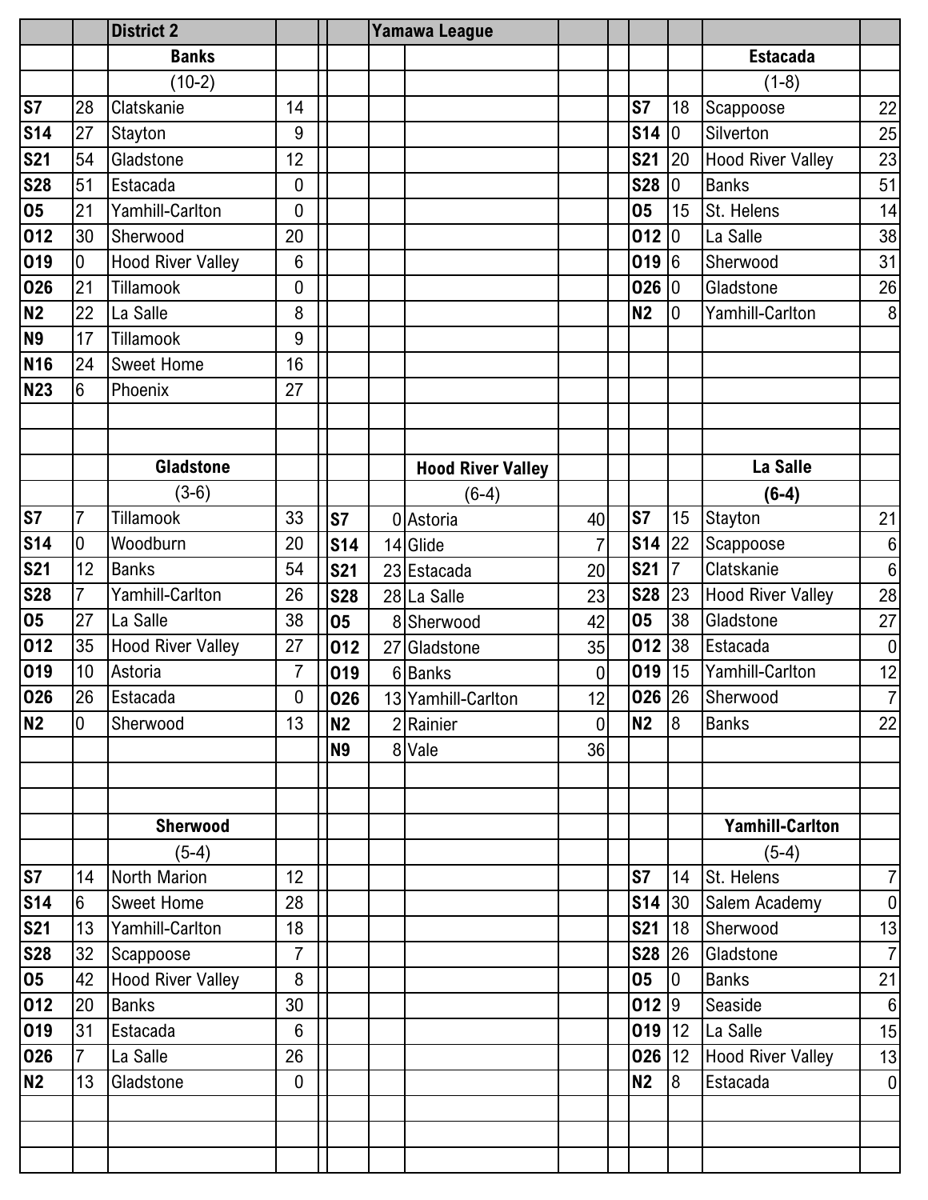## District 2 — Yamawa League

### Banks (10-2)

| Date | Score | Opponent | Opp. Score |
|---|---|---|---|
| S7 | 28 | Clatskanie | 14 |
| S14 | 27 | Stayton | 9 |
| S21 | 54 | Gladstone | 12 |
| S28 | 51 | Estacada | 0 |
| O5 | 21 | Yamhill-Carlton | 0 |
| O12 | 30 | Sherwood | 20 |
| O19 | 0 | Hood River Valley | 6 |
| O26 | 21 | Tillamook | 0 |
| N2 | 22 | La Salle | 8 |
| N9 | 17 | Tillamook | 9 |
| N16 | 24 | Sweet Home | 16 |
| N23 | 6 | Phoenix | 27 |

### Estacada (1-8)

| Date | Score | Opponent | Opp. Score |
|---|---|---|---|
| S7 | 18 | Scappoose | 22 |
| S14 | 0 | Silverton | 25 |
| S21 | 20 | Hood River Valley | 23 |
| S28 | 0 | Banks | 51 |
| O5 | 15 | St. Helens | 14 |
| O12 | 0 | La Salle | 38 |
| O19 | 6 | Sherwood | 31 |
| O26 | 0 | Gladstone | 26 |
| N2 | 0 | Yamhill-Carlton | 8 |

### Gladstone (3-6)

| Date | Score | Opponent | Opp. Score |
|---|---|---|---|
| S7 | 7 | Tillamook | 33 |
| S14 | 0 | Woodburn | 20 |
| S21 | 12 | Banks | 54 |
| S28 | 7 | Yamhill-Carlton | 26 |
| O5 | 27 | La Salle | 38 |
| O12 | 35 | Hood River Valley | 27 |
| O19 | 10 | Astoria | 7 |
| O26 | 26 | Estacada | 0 |
| N2 | 0 | Sherwood | 13 |

### Hood River Valley (6-4)

| Date | Score | Opponent | Opp. Score |
|---|---|---|---|
| S7 | 0 | Astoria | 40 |
| S14 | 14 | Glide | 7 |
| S21 | 23 | Estacada | 20 |
| S28 | 28 | La Salle | 23 |
| O5 | 8 | Sherwood | 42 |
| O12 | 27 | Gladstone | 35 |
| O19 | 6 | Banks | 0 |
| O26 | 13 | Yamhill-Carlton | 12 |
| N2 | 2 | Rainier | 0 |
| N9 | 8 | Vale | 36 |

### La Salle (6-4)

| Date | Score | Opponent | Opp. Score |
|---|---|---|---|
| S7 | 15 | Stayton | 21 |
| S14 | 22 | Scappoose | 6 |
| S21 | 7 | Clatskanie | 6 |
| S28 | 23 | Hood River Valley | 28 |
| O5 | 38 | Gladstone | 27 |
| O12 | 38 | Estacada | 0 |
| O19 | 15 | Yamhill-Carlton | 12 |
| O26 | 26 | Sherwood | 7 |
| N2 | 8 | Banks | 22 |

### Sherwood (5-4)

| Date | Score | Opponent | Opp. Score |
|---|---|---|---|
| S7 | 14 | North Marion | 12 |
| S14 | 6 | Sweet Home | 28 |
| S21 | 13 | Yamhill-Carlton | 18 |
| S28 | 32 | Scappoose | 7 |
| O5 | 42 | Hood River Valley | 8 |
| O12 | 20 | Banks | 30 |
| O19 | 31 | Estacada | 6 |
| O26 | 7 | La Salle | 26 |
| N2 | 13 | Gladstone | 0 |

### Yamhill-Carlton (5-4)

| Date | Score | Opponent | Opp. Score |
|---|---|---|---|
| S7 | 14 | St. Helens | 7 |
| S14 | 30 | Salem Academy | 0 |
| S21 | 18 | Sherwood | 13 |
| S28 | 26 | Gladstone | 7 |
| O5 | 0 | Banks | 21 |
| O12 | 9 | Seaside | 6 |
| O19 | 12 | La Salle | 15 |
| O26 | 12 | Hood River Valley | 13 |
| N2 | 8 | Estacada | 0 |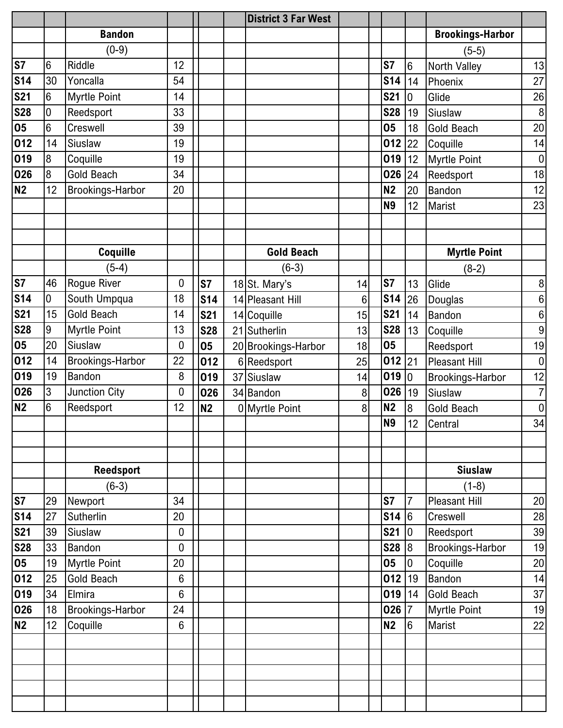## District 3 Far West

### Bandon

(0-9)

| Date | Score | Opponent | Opp |
|---|---|---|---|
| S7 | 6 | Riddle | 12 |
| S14 | 30 | Yoncalla | 54 |
| S21 | 6 | Myrtle Point | 14 |
| S28 | 0 | Reedsport | 33 |
| O5 | 6 | Creswell | 39 |
| O12 | 14 | Siuslaw | 19 |
| O19 | 8 | Coquille | 19 |
| O26 | 8 | Gold Beach | 34 |
| N2 | 12 | Brookings-Harbor | 20 |

### Brookings-Harbor

(5-5)

| Date | Score | Opponent | Opp |
|---|---|---|---|
| S7 | 6 | North Valley | 13 |
| S14 | 14 | Phoenix | 27 |
| S21 | 0 | Glide | 26 |
| S28 | 19 | Siuslaw | 8 |
| O5 | 18 | Gold Beach | 20 |
| O12 | 22 | Coquille | 14 |
| O19 | 12 | Myrtle Point | 0 |
| O26 | 24 | Reedsport | 18 |
| N2 | 20 | Bandon | 12 |
| N9 | 12 | Marist | 23 |

### Coquille

(5-4)

| Date | Score | Opponent | Opp |
|---|---|---|---|
| S7 | 46 | Rogue River | 0 |
| S14 | 0 | South Umpqua | 18 |
| S21 | 15 | Gold Beach | 14 |
| S28 | 9 | Myrtle Point | 13 |
| O5 | 20 | Siuslaw | 0 |
| O12 | 14 | Brookings-Harbor | 22 |
| O19 | 19 | Bandon | 8 |
| O26 | 3 | Junction City | 0 |
| N2 | 6 | Reedsport | 12 |

### Gold Beach

(6-3)

| Date | Score | Opponent | Opp |
|---|---|---|---|
| S7 | 18 | St. Mary's | 14 |
| S14 | 14 | Pleasant Hill | 6 |
| S21 | 14 | Coquille | 15 |
| S28 | 21 | Sutherlin | 13 |
| O5 | 20 | Brookings-Harbor | 18 |
| O12 | 6 | Reedsport | 25 |
| O19 | 37 | Siuslaw | 14 |
| O26 | 34 | Bandon | 8 |
| N2 | 0 | Myrtle Point | 8 |

### Myrtle Point

(8-2)

| Date | Score | Opponent | Opp |
|---|---|---|---|
| S7 | 13 | Glide | 8 |
| S14 | 26 | Douglas | 6 |
| S21 | 14 | Bandon | 6 |
| S28 | 13 | Coquille | 9 |
| O5 | | Reedsport | 19 |
| O12 | 21 | Pleasant Hill | 0 |
| O19 | 0 | Brookings-Harbor | 12 |
| O26 | 19 | Siuslaw | 7 |
| N2 | 8 | Gold Beach | 0 |
| N9 | 12 | Central | 34 |

### Reedsport

(6-3)

| Date | Score | Opponent | Opp |
|---|---|---|---|
| S7 | 29 | Newport | 34 |
| S14 | 27 | Sutherlin | 20 |
| S21 | 39 | Siuslaw | 0 |
| S28 | 33 | Bandon | 0 |
| O5 | 19 | Myrtle Point | 20 |
| O12 | 25 | Gold Beach | 6 |
| O19 | 34 | Elmira | 6 |
| O26 | 18 | Brookings-Harbor | 24 |
| N2 | 12 | Coquille | 6 |

### Siuslaw

(1-8)

| Date | Score | Opponent | Opp |
|---|---|---|---|
| S7 | 7 | Pleasant Hill | 20 |
| S14 | 6 | Creswell | 28 |
| S21 | 0 | Reedsport | 39 |
| S28 | 8 | Brookings-Harbor | 19 |
| O5 | 0 | Coquille | 20 |
| O12 | 19 | Bandon | 14 |
| O19 | 14 | Gold Beach | 37 |
| O26 | 7 | Myrtle Point | 19 |
| N2 | 6 | Marist | 22 |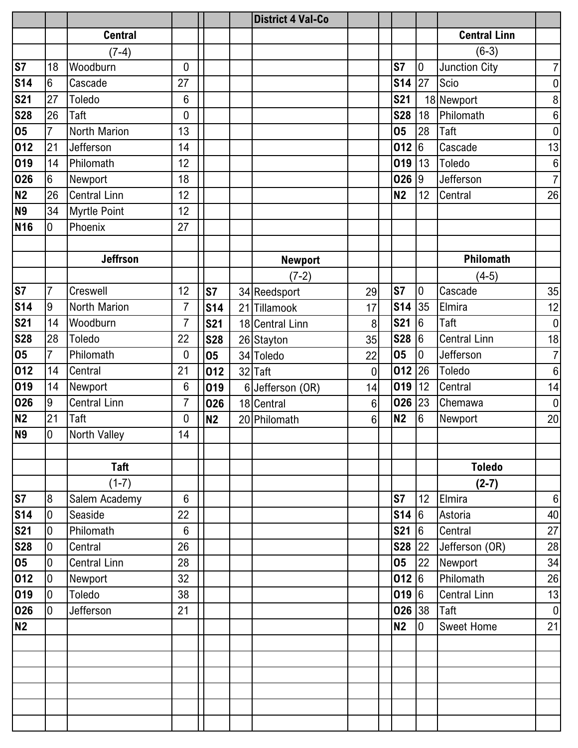# District 4 Val-Co

## Central

(7-4)

| Date | Score | Opponent | Opp Score |
|---|---|---|---|
| S7 | 18 | Woodburn | 0 |
| S14 | 6 | Cascade | 27 |
| S21 | 27 | Toledo | 6 |
| S28 | 26 | Taft | 0 |
| O5 | 7 | North Marion | 13 |
| O12 | 21 | Jefferson | 14 |
| O19 | 14 | Philomath | 12 |
| O26 | 6 | Newport | 18 |
| N2 | 26 | Central Linn | 12 |
| N9 | 34 | Myrtle Point | 12 |
| N16 | 0 | Phoenix | 27 |

## Central Linn

(6-3)

| Date | Score | Opponent | Opp Score |
|---|---|---|---|
| S7 | 0 | Junction City | 7 |
| S14 | 27 | Scio | 0 |
| S21 | 18 | Newport | 8 |
| S28 | 18 | Philomath | 6 |
| O5 | 28 | Taft | 0 |
| O12 | 6 | Cascade | 13 |
| O19 | 13 | Toledo | 6 |
| O26 | 9 | Jefferson | 7 |
| N2 | 12 | Central | 26 |

## Jeffrson

| Date | Score | Opponent | Opp Score |
|---|---|---|---|
| S7 | 7 | Creswell | 12 |
| S14 | 9 | North Marion | 7 |
| S21 | 14 | Woodburn | 7 |
| S28 | 28 | Toledo | 22 |
| O5 | 7 | Philomath | 0 |
| O12 | 14 | Central | 21 |
| O19 | 14 | Newport | 6 |
| O26 | 9 | Central Linn | 7 |
| N2 | 21 | Taft | 0 |
| N9 | 0 | North Valley | 14 |

## Newport

(7-2)

| Date | Score | Opponent | Opp Score |
|---|---|---|---|
| S7 | 34 | Reedsport | 29 |
| S14 | 21 | Tillamook | 17 |
| S21 | 18 | Central Linn | 8 |
| S28 | 26 | Stayton | 35 |
| O5 | 34 | Toledo | 22 |
| O12 | 32 | Taft | 0 |
| O19 | 6 | Jefferson (OR) | 14 |
| O26 | 18 | Central | 6 |
| N2 | 20 | Philomath | 6 |

## Philomath

(4-5)

| Date | Score | Opponent | Opp Score |
|---|---|---|---|
| S7 | 0 | Cascade | 35 |
| S14 | 35 | Elmira | 12 |
| S21 | 6 | Taft | 0 |
| S28 | 6 | Central Linn | 18 |
| O5 | 0 | Jefferson | 7 |
| O12 | 26 | Toledo | 6 |
| O19 | 12 | Central | 14 |
| O26 | 23 | Chemawa | 0 |
| N2 | 6 | Newport | 20 |

## Taft

(1-7)

| Date | Score | Opponent | Opp Score |
|---|---|---|---|
| S7 | 8 | Salem Academy | 6 |
| S14 | 0 | Seaside | 22 |
| S21 | 0 | Philomath | 6 |
| S28 | 0 | Central | 26 |
| O5 | 0 | Central Linn | 28 |
| O12 | 0 | Newport | 32 |
| O19 | 0 | Toledo | 38 |
| O26 | 0 | Jefferson | 21 |
| N2 | | | |

## Toledo

**(2-7)**

| Date | Score | Opponent | Opp Score |
|---|---|---|---|
| S7 | 12 | Elmira | 6 |
| S14 | 6 | Astoria | 40 |
| S21 | 6 | Central | 27 |
| S28 | 22 | Jefferson (OR) | 28 |
| O5 | 22 | Newport | 34 |
| O12 | 6 | Philomath | 26 |
| O19 | 6 | Central Linn | 13 |
| O26 | 38 | Taft | 0 |
| N2 | 0 | Sweet Home | 21 |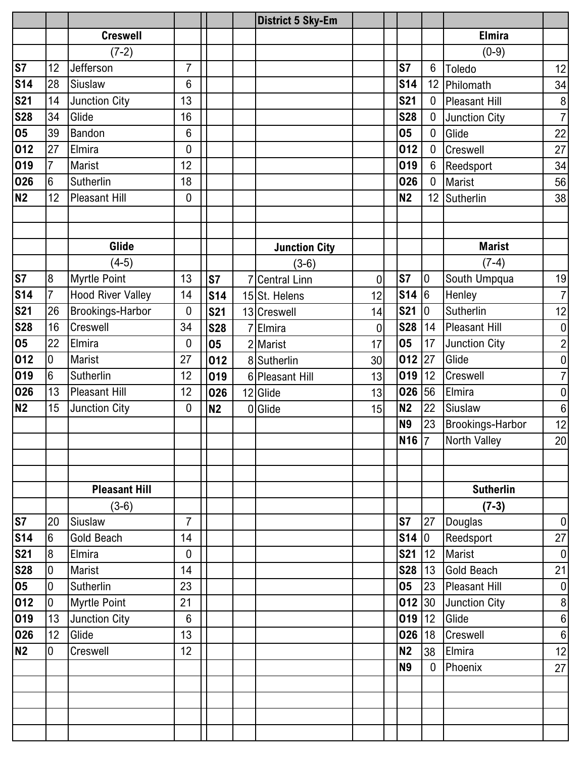## District 5 Sky-Em

### Creswell

(7-2)

| Date | Score | Opponent | Opp. Score |
|---|---|---|---|
| S7 | 12 | Jefferson | 7 |
| S14 | 28 | Siuslaw | 6 |
| S21 | 14 | Junction City | 13 |
| S28 | 34 | Glide | 16 |
| O5 | 39 | Bandon | 6 |
| O12 | 27 | Elmira | 0 |
| O19 | 7 | Marist | 12 |
| O26 | 6 | Sutherlin | 18 |
| N2 | 12 | Pleasant Hill | 0 |

### Elmira

(0-9)

| Date | Score | Opponent | Opp. Score |
|---|---|---|---|
| S7 | 6 | Toledo | 12 |
| S14 | 12 | Philomath | 34 |
| S21 | 0 | Pleasant Hill | 8 |
| S28 | 0 | Junction City | 7 |
| O5 | 0 | Glide | 22 |
| O12 | 0 | Creswell | 27 |
| O19 | 6 | Reedsport | 34 |
| O26 | 0 | Marist | 56 |
| N2 | 12 | Sutherlin | 38 |

### Glide

(4-5)

| Date | Score | Opponent | Opp. Score |
|---|---|---|---|
| S7 | 8 | Myrtle Point | 13 |
| S14 | 7 | Hood River Valley | 14 |
| S21 | 26 | Brookings-Harbor | 0 |
| S28 | 16 | Creswell | 34 |
| O5 | 22 | Elmira | 0 |
| O12 | 0 | Marist | 27 |
| O19 | 6 | Sutherlin | 12 |
| O26 | 13 | Pleasant Hill | 12 |
| N2 | 15 | Junction City | 0 |

### Junction City

(3-6)

| Date | Score | Opponent | Opp. Score |
|---|---|---|---|
| S7 | 7 | Central Linn | 0 |
| S14 | 15 | St. Helens | 12 |
| S21 | 13 | Creswell | 14 |
| S28 | 7 | Elmira | 0 |
| O5 | 2 | Marist | 17 |
| O12 | 8 | Sutherlin | 30 |
| O19 | 6 | Pleasant Hill | 13 |
| O26 | 12 | Glide | 13 |
| N2 | 0 | Glide | 15 |

### Marist

(7-4)

| Date | Score | Opponent | Opp. Score |
|---|---|---|---|
| S7 | 0 | South Umpqua | 19 |
| S14 | 6 | Henley | 7 |
| S21 | 0 | Sutherlin | 12 |
| S28 | 14 | Pleasant Hill | 0 |
| O5 | 17 | Junction City | 2 |
| O12 | 27 | Glide | 0 |
| O19 | 12 | Creswell | 7 |
| O26 | 56 | Elmira | 0 |
| N2 | 22 | Siuslaw | 6 |
| N9 | 23 | Brookings-Harbor | 12 |
| N16 | 7 | North Valley | 20 |

### Pleasant Hill

(3-6)

| Date | Score | Opponent | Opp. Score |
|---|---|---|---|
| S7 | 20 | Siuslaw | 7 |
| S14 | 6 | Gold Beach | 14 |
| S21 | 8 | Elmira | 0 |
| S28 | 0 | Marist | 14 |
| O5 | 0 | Sutherlin | 23 |
| O12 | 0 | Myrtle Point | 21 |
| O19 | 13 | Junction City | 6 |
| O26 | 12 | Glide | 13 |
| N2 | 0 | Creswell | 12 |

### Sutherlin

**(7-3)**

| Date | Score | Opponent | Opp. Score |
|---|---|---|---|
| S7 | 27 | Douglas | 0 |
| S14 | 0 | Reedsport | 27 |
| S21 | 12 | Marist | 0 |
| S28 | 13 | Gold Beach | 21 |
| O5 | 23 | Pleasant Hill | 0 |
| O12 | 30 | Junction City | 8 |
| O19 | 12 | Glide | 6 |
| O26 | 18 | Creswell | 6 |
| N2 | 38 | Elmira | 12 |
| N9 | 0 | Phoenix | 27 |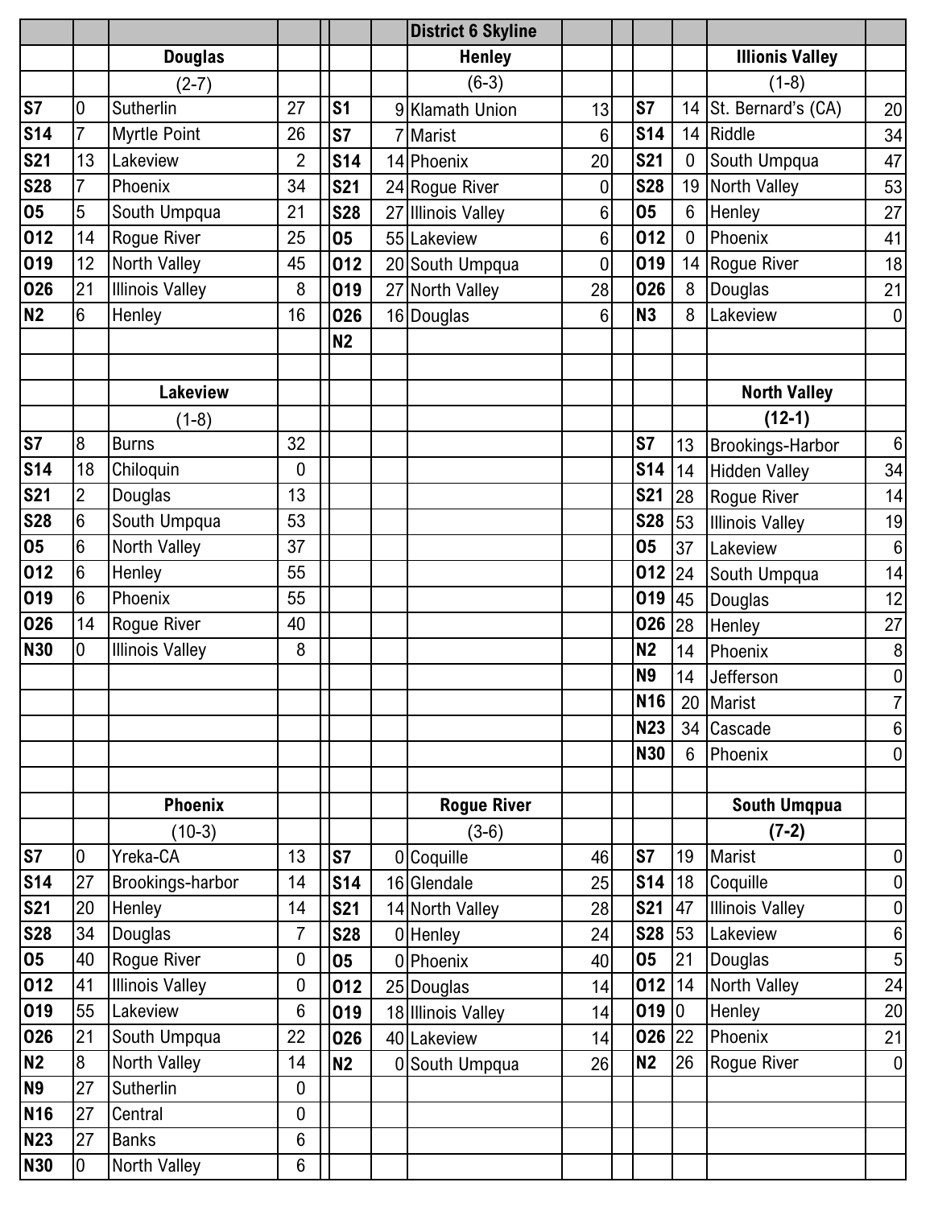## District 6 Skyline

### Douglas (2-7)

| Date | Score | Opponent | Opp |
|---|---|---|---|
| S7 | 0 | Sutherlin | 27 |
| S14 | 7 | Myrtle Point | 26 |
| S21 | 13 | Lakeview | 2 |
| S28 | 7 | Phoenix | 34 |
| O5 | 5 | South Umpqua | 21 |
| O12 | 14 | Rogue River | 25 |
| O19 | 12 | North Valley | 45 |
| O26 | 21 | Illinois Valley | 8 |
| N2 | 6 | Henley | 16 |

### Henley (6-3)

| Date | Score | Opponent | Opp |
|---|---|---|---|
| S1 | 9 | Klamath Union | 13 |
| S7 | 7 | Marist | 6 |
| S14 | 14 | Phoenix | 20 |
| S21 | 24 | Rogue River | 0 |
| S28 | 27 | Illinois Valley | 6 |
| O5 | 55 | Lakeview | 6 |
| O12 | 20 | South Umpqua | 0 |
| O19 | 27 | North Valley | 28 |
| O26 | 16 | Douglas | 6 |
| N2 | | | |

### Illionis Valley (1-8)

| Date | Score | Opponent | Opp |
|---|---|---|---|
| S7 | 14 | St. Bernard's (CA) | 20 |
| S14 | 14 | Riddle | 34 |
| S21 | 0 | South Umpqua | 47 |
| S28 | 19 | North Valley | 53 |
| O5 | 6 | Henley | 27 |
| O12 | 0 | Phoenix | 41 |
| O19 | 14 | Rogue River | 18 |
| O26 | 8 | Douglas | 21 |
| N3 | 8 | Lakeview | 0 |

### Lakeview (1-8)

| Date | Score | Opponent | Opp |
|---|---|---|---|
| S7 | 8 | Burns | 32 |
| S14 | 18 | Chiloquin | 0 |
| S21 | 2 | Douglas | 13 |
| S28 | 6 | South Umpqua | 53 |
| O5 | 6 | North Valley | 37 |
| O12 | 6 | Henley | 55 |
| O19 | 6 | Phoenix | 55 |
| O26 | 14 | Rogue River | 40 |
| N30 | 0 | Illinois Valley | 8 |

### North Valley (12-1)

| Date | Score | Opponent | Opp |
|---|---|---|---|
| S7 | 13 | Brookings-Harbor | 6 |
| S14 | 14 | Hidden Valley | 34 |
| S21 | 28 | Rogue River | 14 |
| S28 | 53 | Illinois Valley | 19 |
| O5 | 37 | Lakeview | 6 |
| O12 | 24 | South Umpqua | 14 |
| O19 | 45 | Douglas | 12 |
| O26 | 28 | Henley | 27 |
| N2 | 14 | Phoenix | 8 |
| N9 | 14 | Jefferson | 0 |
| N16 | 20 | Marist | 7 |
| N23 | 34 | Cascade | 6 |
| N30 | 6 | Phoenix | 0 |

### Phoenix (10-3)

| Date | Score | Opponent | Opp |
|---|---|---|---|
| S7 | 0 | Yreka-CA | 13 |
| S14 | 27 | Brookings-harbor | 14 |
| S21 | 20 | Henley | 14 |
| S28 | 34 | Douglas | 7 |
| O5 | 40 | Rogue River | 0 |
| O12 | 41 | Illinois Valley | 0 |
| O19 | 55 | Lakeview | 6 |
| O26 | 21 | South Umpqua | 22 |
| N2 | 8 | North Valley | 14 |
| N9 | 27 | Sutherlin | 0 |
| N16 | 27 | Central | 0 |
| N23 | 27 | Banks | 6 |
| N30 | 0 | North Valley | 6 |

### Rogue River (3-6)

| Date | Score | Opponent | Opp |
|---|---|---|---|
| S7 | 0 | Coquille | 46 |
| S14 | 16 | Glendale | 25 |
| S21 | 14 | North Valley | 28 |
| S28 | 0 | Henley | 24 |
| O5 | 0 | Phoenix | 40 |
| O12 | 25 | Douglas | 14 |
| O19 | 18 | Illinois Valley | 14 |
| O26 | 40 | Lakeview | 14 |
| N2 | 0 | South Umpqua | 26 |

### South Umqpua (7-2)

| Date | Score | Opponent | Opp |
|---|---|---|---|
| S7 | 19 | Marist | 0 |
| S14 | 18 | Coquille | 0 |
| S21 | 47 | Illinois Valley | 0 |
| S28 | 53 | Lakeview | 6 |
| O5 | 21 | Douglas | 5 |
| O12 | 14 | North Valley | 24 |
| O19 | 0 | Henley | 20 |
| O26 | 22 | Phoenix | 21 |
| N2 | 26 | Rogue River | 0 |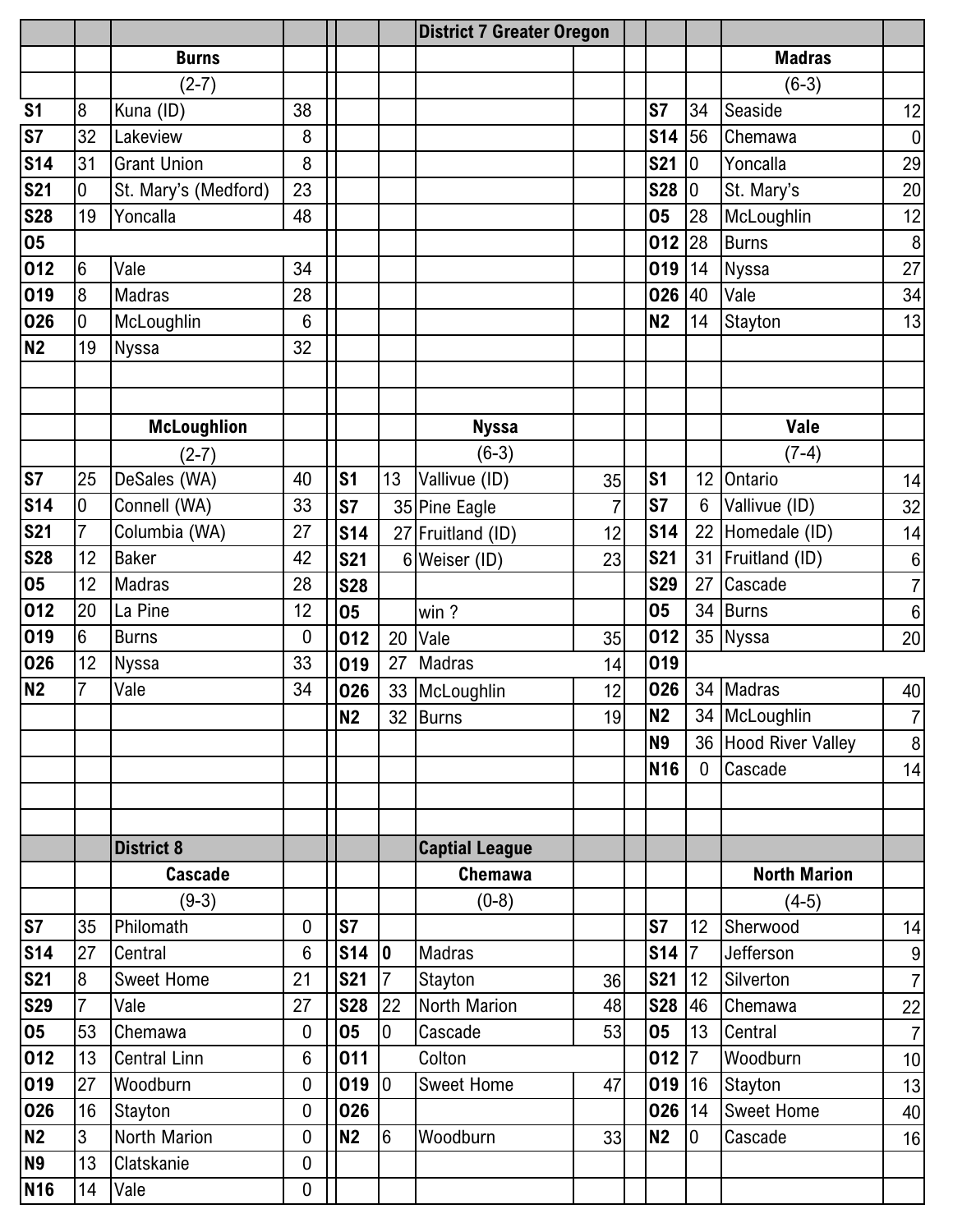## District 7 Greater Oregon

### Burns

(2-7)

| Date | Score | Opponent | Opp |
|---|---|---|---|
| S1 | 8 | Kuna (ID) | 38 |
| S7 | 32 | Lakeview | 8 |
| S14 | 31 | Grant Union | 8 |
| S21 | 0 | St. Mary's (Medford) | 23 |
| S28 | 19 | Yoncalla | 48 |
| O5 | | | |
| O12 | 6 | Vale | 34 |
| O19 | 8 | Madras | 28 |
| O26 | 0 | McLoughlin | 6 |
| N2 | 19 | Nyssa | 32 |

### Madras

(6-3)

| Date | Score | Opponent | Opp |
|---|---|---|---|
| S7 | 34 | Seaside | 12 |
| S14 | 56 | Chemawa | 0 |
| S21 | 0 | Yoncalla | 29 |
| S28 | 0 | St. Mary's | 20 |
| O5 | 28 | McLoughlin | 12 |
| O12 | 28 | Burns | 8 |
| O19 | 14 | Nyssa | 27 |
| O26 | 40 | Vale | 34 |
| N2 | 14 | Stayton | 13 |

### McLoughlion

(2-7)

| Date | Score | Opponent | Opp |
|---|---|---|---|
| S7 | 25 | DeSales (WA) | 40 |
| S14 | 0 | Connell (WA) | 33 |
| S21 | 7 | Columbia (WA) | 27 |
| S28 | 12 | Baker | 42 |
| O5 | 12 | Madras | 28 |
| O12 | 20 | La Pine | 12 |
| O19 | 6 | Burns | 0 |
| O26 | 12 | Nyssa | 33 |
| N2 | 7 | Vale | 34 |

### Nyssa

(6-3)

| Date | Score | Opponent | Opp |
|---|---|---|---|
| S1 | 13 | Vallivue (ID) | 35 |
| S7 | 35 | Pine Eagle | 7 |
| S14 | 27 | Fruitland (ID) | 12 |
| S21 | 6 | Weiser (ID) | 23 |
| S28 | | | |
| O5 | | win ? | |
| O12 | 20 | Vale | 35 |
| O19 | 27 | Madras | 14 |
| O26 | 33 | McLoughlin | 12 |
| N2 | 32 | Burns | 19 |

### Vale

(7-4)

| Date | Score | Opponent | Opp |
|---|---|---|---|
| S1 | 12 | Ontario | 14 |
| S7 | 6 | Vallivue (ID) | 32 |
| S14 | 22 | Homedale (ID) | 14 |
| S21 | 31 | Fruitland (ID) | 6 |
| S29 | 27 | Cascade | 7 |
| O5 | 34 | Burns | 6 |
| O12 | 35 | Nyssa | 20 |
| O19 | | | |
| O26 | 34 | Madras | 40 |
| N2 | 34 | McLoughlin | 7 |
| N9 | 36 | Hood River Valley | 8 |
| N16 | 0 | Cascade | 14 |

## District 8

### Cascade

(9-3)

| Date | Score | Opponent | Opp |
|---|---|---|---|
| S7 | 35 | Philomath | 0 |
| S14 | 27 | Central | 6 |
| S21 | 8 | Sweet Home | 21 |
| S29 | 7 | Vale | 27 |
| O5 | 53 | Chemawa | 0 |
| O12 | 13 | Central Linn | 6 |
| O19 | 27 | Woodburn | 0 |
| O26 | 16 | Stayton | 0 |
| N2 | 3 | North Marion | 0 |
| N9 | 13 | Clatskanie | 0 |
| N16 | 14 | Vale | 0 |

## Captial League

### Chemawa

(0-8)

| Date | Score | Opponent | Opp |
|---|---|---|---|
| S7 | | | |
| S14 | 0 | Madras | |
| S21 | 7 | Stayton | 36 |
| S28 | 22 | North Marion | 48 |
| O5 | 0 | Cascade | 53 |
| O11 | | Colton | |
| O19 | 0 | Sweet Home | 47 |
| O26 | | | |
| N2 | 6 | Woodburn | 33 |

### North Marion

(4-5)

| Date | Score | Opponent | Opp |
|---|---|---|---|
| S7 | 12 | Sherwood | 14 |
| S14 | 7 | Jefferson | 9 |
| S21 | 12 | Silverton | 7 |
| S28 | 46 | Chemawa | 22 |
| O5 | 13 | Central | 7 |
| O12 | 7 | Woodburn | 10 |
| O19 | 16 | Stayton | 13 |
| O26 | 14 | Sweet Home | 40 |
| N2 | 0 | Cascade | 16 |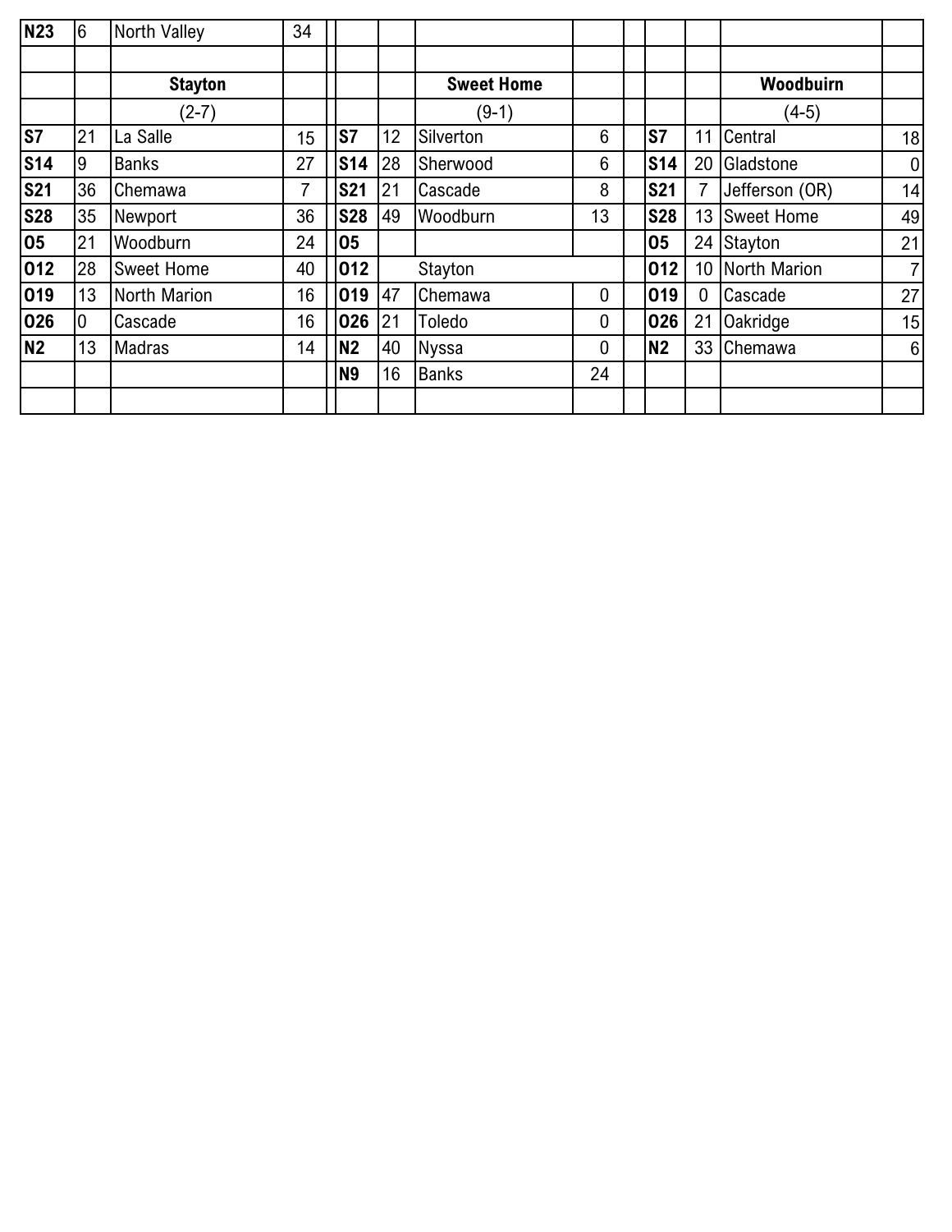| | | | | | | | | | | | | | | |
|---|---|---|---|---|---|---|---|---|---|---|---|---|---|---|
| **N23** | 6 | North Valley | 34 | | | | | | | | | | | |
| | | | | | | | | | | | | | | |
| | | **Stayton** | | | | | **Sweet Home** | | | | | **Woodbuirn** | | |
| | | (2-7) | | | | | (9-1) | | | | | (4-5) | | |
| **S7** | 21 | La Salle | 15 | | **S7** | 12 | Silverton | 6 | | **S7** | 11 | Central | 18 | |
| **S14** | 9 | Banks | 27 | | **S14** | 28 | Sherwood | 6 | | **S14** | 20 | Gladstone | 0 | |
| **S21** | 36 | Chemawa | 7 | | **S21** | 21 | Cascade | 8 | | **S21** | 7 | Jefferson (OR) | 14 | |
| **S28** | 35 | Newport | 36 | | **S28** | 49 | Woodburn | 13 | | **S28** | 13 | Sweet Home | 49 | |
| **O5** | 21 | Woodburn | 24 | | **O5** | | | | | **O5** | 24 | Stayton | 21 | |
| **O12** | 28 | Sweet Home | 40 | | **O12** | | Stayton | | | **O12** | 10 | North Marion | 7 | |
| **O19** | 13 | North Marion | 16 | | **O19** | 47 | Chemawa | 0 | | **O19** | 0 | Cascade | 27 | |
| **O26** | 0 | Cascade | 16 | | **O26** | 21 | Toledo | 0 | | **O26** | 21 | Oakridge | 15 | |
| **N2** | 13 | Madras | 14 | | **N2** | 40 | Nyssa | 0 | | **N2** | 33 | Chemawa | 6 | |
| | | | | | **N9** | 16 | Banks | 24 | | | | | | |